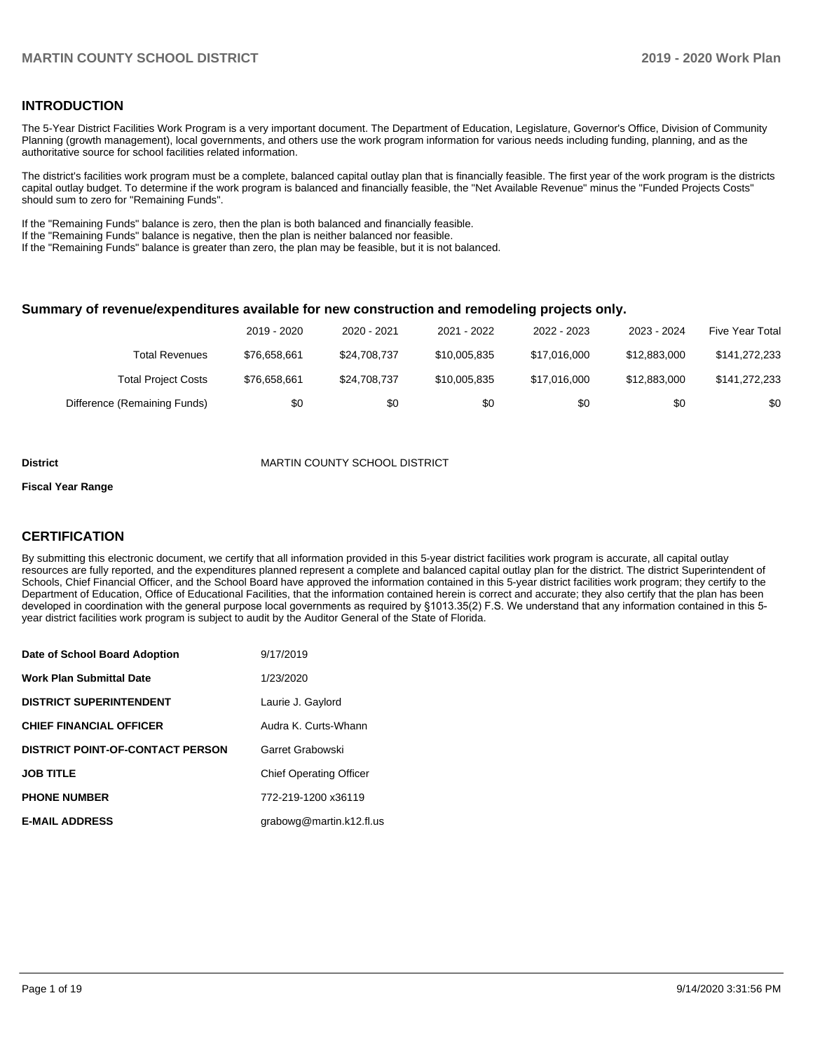## INTRODUCTION

The 5-Year District Facilities Work Program is a very important document. The Department of Education, Legislature, Governor's Office, Division of Community Planning (growth management), local governments, and others use the work program information for various needs including funding, planning, and as the authoritative source for school facilities related information.

The district's facilities work program must be a complete, balanced capital outlay plan that is financially feasible. The first year of the work program is the districts capital outlay budget. To determine if the work program is balanced and financially feasible, the "Net Available Revenue" minus the "Funded Projects Costs" should sum to zero for "Remaining Funds".

If the "Remaining Funds" balance is zero, then the plan is both balanced and financially feasible.
If the "Remaining Funds" balance is negative, then the plan is neither balanced nor feasible.
If the "Remaining Funds" balance is greater than zero, the plan may be feasible, but it is not balanced.

### Summary of revenue/expenditures available for new construction and remodeling projects only.

| | 2019 - 2020 | 2020 - 2021 | 2021 - 2022 | 2022 - 2023 | 2023 - 2024 | Five Year Total |
|---|---|---|---|---|---|---|
| Total Revenues | $76,658,661 | $24,708,737 | $10,005,835 | $17,016,000 | $12,883,000 | $141,272,233 |
| Total Project Costs | $76,658,661 | $24,708,737 | $10,005,835 | $17,016,000 | $12,883,000 | $141,272,233 |
| Difference (Remaining Funds) | $0 | $0 | $0 | $0 | $0 | $0 |

**District** MARTIN COUNTY SCHOOL DISTRICT

**Fiscal Year Range**

## CERTIFICATION

By submitting this electronic document, we certify that all information provided in this 5-year district facilities work program is accurate, all capital outlay resources are fully reported, and the expenditures planned represent a complete and balanced capital outlay plan for the district. The district Superintendent of Schools, Chief Financial Officer, and the School Board have approved the information contained in this 5-year district facilities work program; they certify to the Department of Education, Office of Educational Facilities, that the information contained herein is correct and accurate; they also certify that the plan has been developed in coordination with the general purpose local governments as required by §1013.35(2) F.S. We understand that any information contained in this 5-year district facilities work program is subject to audit by the Auditor General of the State of Florida.

| | |
|---|---|
| **Date of School Board Adoption** | 9/17/2019 |
| **Work Plan Submittal Date** | 1/23/2020 |
| **DISTRICT SUPERINTENDENT** | Laurie J. Gaylord |
| **CHIEF FINANCIAL OFFICER** | Audra K. Curts-Whann |
| **DISTRICT POINT-OF-CONTACT PERSON** | Garret Grabowski |
| **JOB TITLE** | Chief Operating Officer |
| **PHONE NUMBER** | 772-219-1200 x36119 |
| **E-MAIL ADDRESS** | grabowg@martin.k12.fl.us |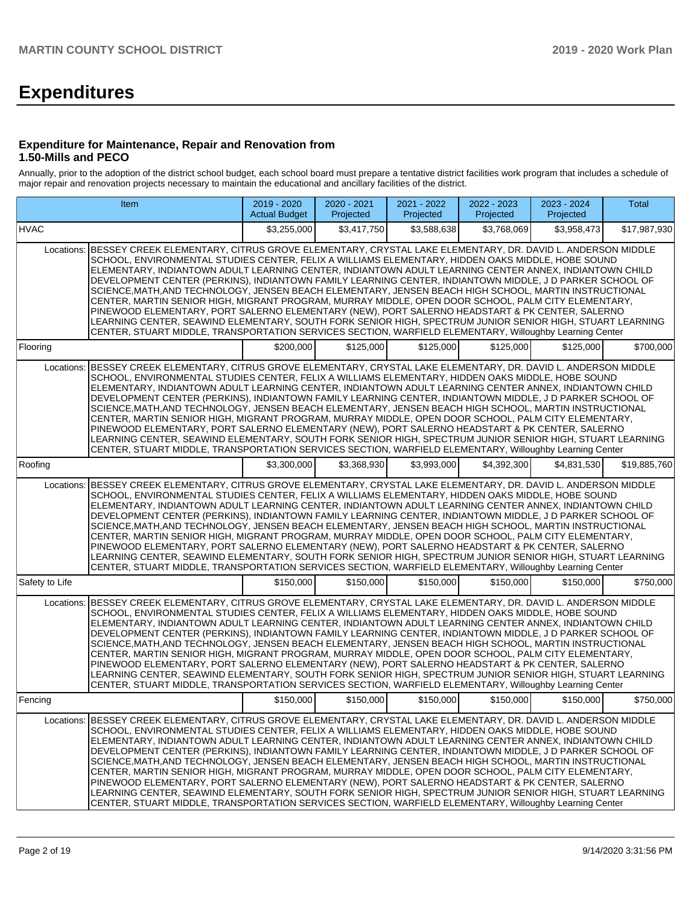# Expenditures

### Expenditure for Maintenance, Repair and Renovation from 1.50-Mills and PECO

Annually, prior to the adoption of the district school budget, each school board must prepare a tentative district facilities work program that includes a schedule of major repair and renovation projects necessary to maintain the educational and ancillary facilities of the district.

| Item | | 2019 - 2020 Actual Budget | 2020 - 2021 Projected | 2021 - 2022 Projected | 2022 - 2023 Projected | 2023 - 2024 Projected | Total |
|---|---|---|---|---|---|---|---|
| HVAC | | $3,255,000 | $3,417,750 | $3,588,638 | $3,768,069 | $3,958,473 | $17,987,930 |
| Locations: | BESSEY CREEK ELEMENTARY, CITRUS GROVE ELEMENTARY, CRYSTAL LAKE ELEMENTARY, DR. DAVID L. ANDERSON MIDDLE SCHOOL, ENVIRONMENTAL STUDIES CENTER, FELIX A WILLIAMS ELEMENTARY, HIDDEN OAKS MIDDLE, HOBE SOUND ELEMENTARY, INDIANTOWN ADULT LEARNING CENTER, INDIANTOWN ADULT LEARNING CENTER ANNEX, INDIANTOWN CHILD DEVELOPMENT CENTER (PERKINS), INDIANTOWN FAMILY LEARNING CENTER, INDIANTOWN MIDDLE, J D PARKER SCHOOL OF SCIENCE,MATH,AND TECHNOLOGY, JENSEN BEACH ELEMENTARY, JENSEN BEACH HIGH SCHOOL, MARTIN INSTRUCTIONAL CENTER, MARTIN SENIOR HIGH, MIGRANT PROGRAM, MURRAY MIDDLE, OPEN DOOR SCHOOL, PALM CITY ELEMENTARY, PINEWOOD ELEMENTARY, PORT SALERNO ELEMENTARY (NEW), PORT SALERNO HEADSTART & PK CENTER, SALERNO LEARNING CENTER, SEAWIND ELEMENTARY, SOUTH FORK SENIOR HIGH, SPECTRUM JUNIOR SENIOR HIGH, STUART LEARNING CENTER, STUART MIDDLE, TRANSPORTATION SERVICES SECTION, WARFIELD ELEMENTARY, Willoughby Learning Center | | | | | | |
| Flooring | | $200,000 | $125,000 | $125,000 | $125,000 | $125,000 | $700,000 |
| Locations: | BESSEY CREEK ELEMENTARY, CITRUS GROVE ELEMENTARY, CRYSTAL LAKE ELEMENTARY, DR. DAVID L. ANDERSON MIDDLE SCHOOL, ENVIRONMENTAL STUDIES CENTER, FELIX A WILLIAMS ELEMENTARY, HIDDEN OAKS MIDDLE, HOBE SOUND ELEMENTARY, INDIANTOWN ADULT LEARNING CENTER, INDIANTOWN ADULT LEARNING CENTER ANNEX, INDIANTOWN CHILD DEVELOPMENT CENTER (PERKINS), INDIANTOWN FAMILY LEARNING CENTER, INDIANTOWN MIDDLE, J D PARKER SCHOOL OF SCIENCE,MATH,AND TECHNOLOGY, JENSEN BEACH ELEMENTARY, JENSEN BEACH HIGH SCHOOL, MARTIN INSTRUCTIONAL CENTER, MARTIN SENIOR HIGH, MIGRANT PROGRAM, MURRAY MIDDLE, OPEN DOOR SCHOOL, PALM CITY ELEMENTARY, PINEWOOD ELEMENTARY, PORT SALERNO ELEMENTARY (NEW), PORT SALERNO HEADSTART & PK CENTER, SALERNO LEARNING CENTER, SEAWIND ELEMENTARY, SOUTH FORK SENIOR HIGH, SPECTRUM JUNIOR SENIOR HIGH, STUART LEARNING CENTER, STUART MIDDLE, TRANSPORTATION SERVICES SECTION, WARFIELD ELEMENTARY, Willoughby Learning Center | | | | | | |
| Roofing | | $3,300,000 | $3,368,930 | $3,993,000 | $4,392,300 | $4,831,530 | $19,885,760 |
| Locations: | BESSEY CREEK ELEMENTARY, CITRUS GROVE ELEMENTARY, CRYSTAL LAKE ELEMENTARY, DR. DAVID L. ANDERSON MIDDLE SCHOOL, ENVIRONMENTAL STUDIES CENTER, FELIX A WILLIAMS ELEMENTARY, HIDDEN OAKS MIDDLE, HOBE SOUND ELEMENTARY, INDIANTOWN ADULT LEARNING CENTER, INDIANTOWN ADULT LEARNING CENTER ANNEX, INDIANTOWN CHILD DEVELOPMENT CENTER (PERKINS), INDIANTOWN FAMILY LEARNING CENTER, INDIANTOWN MIDDLE, J D PARKER SCHOOL OF SCIENCE,MATH,AND TECHNOLOGY, JENSEN BEACH ELEMENTARY, JENSEN BEACH HIGH SCHOOL, MARTIN INSTRUCTIONAL CENTER, MARTIN SENIOR HIGH, MIGRANT PROGRAM, MURRAY MIDDLE, OPEN DOOR SCHOOL, PALM CITY ELEMENTARY, PINEWOOD ELEMENTARY, PORT SALERNO ELEMENTARY (NEW), PORT SALERNO HEADSTART & PK CENTER, SALERNO LEARNING CENTER, SEAWIND ELEMENTARY, SOUTH FORK SENIOR HIGH, SPECTRUM JUNIOR SENIOR HIGH, STUART LEARNING CENTER, STUART MIDDLE, TRANSPORTATION SERVICES SECTION, WARFIELD ELEMENTARY, Willoughby Learning Center | | | | | | |
| Safety to Life | | $150,000 | $150,000 | $150,000 | $150,000 | $150,000 | $750,000 |
| Locations: | BESSEY CREEK ELEMENTARY, CITRUS GROVE ELEMENTARY, CRYSTAL LAKE ELEMENTARY, DR. DAVID L. ANDERSON MIDDLE SCHOOL, ENVIRONMENTAL STUDIES CENTER, FELIX A WILLIAMS ELEMENTARY, HIDDEN OAKS MIDDLE, HOBE SOUND ELEMENTARY, INDIANTOWN ADULT LEARNING CENTER, INDIANTOWN ADULT LEARNING CENTER ANNEX, INDIANTOWN CHILD DEVELOPMENT CENTER (PERKINS), INDIANTOWN FAMILY LEARNING CENTER, INDIANTOWN MIDDLE, J D PARKER SCHOOL OF SCIENCE,MATH,AND TECHNOLOGY, JENSEN BEACH ELEMENTARY, JENSEN BEACH HIGH SCHOOL, MARTIN INSTRUCTIONAL CENTER, MARTIN SENIOR HIGH, MIGRANT PROGRAM, MURRAY MIDDLE, OPEN DOOR SCHOOL, PALM CITY ELEMENTARY, PINEWOOD ELEMENTARY, PORT SALERNO ELEMENTARY (NEW), PORT SALERNO HEADSTART & PK CENTER, SALERNO LEARNING CENTER, SEAWIND ELEMENTARY, SOUTH FORK SENIOR HIGH, SPECTRUM JUNIOR SENIOR HIGH, STUART LEARNING CENTER, STUART MIDDLE, TRANSPORTATION SERVICES SECTION, WARFIELD ELEMENTARY, Willoughby Learning Center | | | | | | |
| Fencing | | $150,000 | $150,000 | $150,000 | $150,000 | $150,000 | $750,000 |
| Locations: | BESSEY CREEK ELEMENTARY, CITRUS GROVE ELEMENTARY, CRYSTAL LAKE ELEMENTARY, DR. DAVID L. ANDERSON MIDDLE SCHOOL, ENVIRONMENTAL STUDIES CENTER, FELIX A WILLIAMS ELEMENTARY, HIDDEN OAKS MIDDLE, HOBE SOUND ELEMENTARY, INDIANTOWN ADULT LEARNING CENTER, INDIANTOWN ADULT LEARNING CENTER ANNEX, INDIANTOWN CHILD DEVELOPMENT CENTER (PERKINS), INDIANTOWN FAMILY LEARNING CENTER, INDIANTOWN MIDDLE, J D PARKER SCHOOL OF SCIENCE,MATH,AND TECHNOLOGY, JENSEN BEACH ELEMENTARY, JENSEN BEACH HIGH SCHOOL, MARTIN INSTRUCTIONAL CENTER, MARTIN SENIOR HIGH, MIGRANT PROGRAM, MURRAY MIDDLE, OPEN DOOR SCHOOL, PALM CITY ELEMENTARY, PINEWOOD ELEMENTARY, PORT SALERNO ELEMENTARY (NEW), PORT SALERNO HEADSTART & PK CENTER, SALERNO LEARNING CENTER, SEAWIND ELEMENTARY, SOUTH FORK SENIOR HIGH, SPECTRUM JUNIOR SENIOR HIGH, STUART LEARNING CENTER, STUART MIDDLE, TRANSPORTATION SERVICES SECTION, WARFIELD ELEMENTARY, Willoughby Learning Center | | | | | | |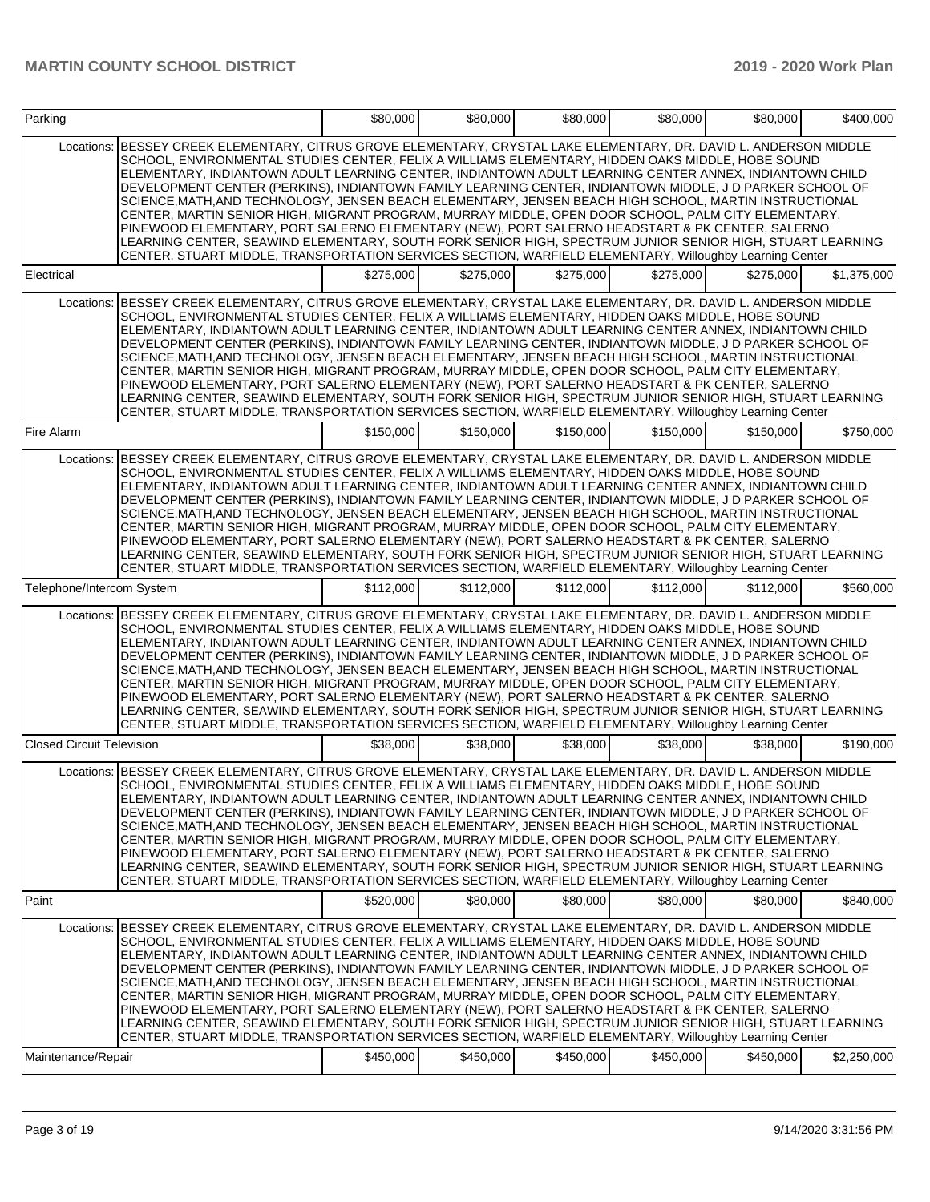| Parking | | $80,000 | $80,000 | $80,000 | $80,000 | $80,000 | $400,000 |
|---|---|---|---|---|---|---|---|
| Locations: | BESSEY CREEK ELEMENTARY, CITRUS GROVE ELEMENTARY, CRYSTAL LAKE ELEMENTARY, DR. DAVID L. ANDERSON MIDDLE SCHOOL, ENVIRONMENTAL STUDIES CENTER, FELIX A WILLIAMS ELEMENTARY, HIDDEN OAKS MIDDLE, HOBE SOUND ELEMENTARY, INDIANTOWN ADULT LEARNING CENTER, INDIANTOWN ADULT LEARNING CENTER ANNEX, INDIANTOWN CHILD DEVELOPMENT CENTER (PERKINS), INDIANTOWN FAMILY LEARNING CENTER, INDIANTOWN MIDDLE, J D PARKER SCHOOL OF SCIENCE,MATH,AND TECHNOLOGY, JENSEN BEACH ELEMENTARY, JENSEN BEACH HIGH SCHOOL, MARTIN INSTRUCTIONAL CENTER, MARTIN SENIOR HIGH, MIGRANT PROGRAM, MURRAY MIDDLE, OPEN DOOR SCHOOL, PALM CITY ELEMENTARY, PINEWOOD ELEMENTARY, PORT SALERNO ELEMENTARY (NEW), PORT SALERNO HEADSTART & PK CENTER, SALERNO LEARNING CENTER, SEAWIND ELEMENTARY, SOUTH FORK SENIOR HIGH, SPECTRUM JUNIOR SENIOR HIGH, STUART LEARNING CENTER, STUART MIDDLE, TRANSPORTATION SERVICES SECTION, WARFIELD ELEMENTARY, Willoughby Learning Center | | | | | | |
| Electrical | | $275,000 | $275,000 | $275,000 | $275,000 | $275,000 | $1,375,000 |
| Locations: | BESSEY CREEK ELEMENTARY, CITRUS GROVE ELEMENTARY, CRYSTAL LAKE ELEMENTARY, DR. DAVID L. ANDERSON MIDDLE SCHOOL, ENVIRONMENTAL STUDIES CENTER, FELIX A WILLIAMS ELEMENTARY, HIDDEN OAKS MIDDLE, HOBE SOUND ELEMENTARY, INDIANTOWN ADULT LEARNING CENTER, INDIANTOWN ADULT LEARNING CENTER ANNEX, INDIANTOWN CHILD DEVELOPMENT CENTER (PERKINS), INDIANTOWN FAMILY LEARNING CENTER, INDIANTOWN MIDDLE, J D PARKER SCHOOL OF SCIENCE,MATH,AND TECHNOLOGY, JENSEN BEACH ELEMENTARY, JENSEN BEACH HIGH SCHOOL, MARTIN INSTRUCTIONAL CENTER, MARTIN SENIOR HIGH, MIGRANT PROGRAM, MURRAY MIDDLE, OPEN DOOR SCHOOL, PALM CITY ELEMENTARY, PINEWOOD ELEMENTARY, PORT SALERNO ELEMENTARY (NEW), PORT SALERNO HEADSTART & PK CENTER, SALERNO LEARNING CENTER, SEAWIND ELEMENTARY, SOUTH FORK SENIOR HIGH, SPECTRUM JUNIOR SENIOR HIGH, STUART LEARNING CENTER, STUART MIDDLE, TRANSPORTATION SERVICES SECTION, WARFIELD ELEMENTARY, Willoughby Learning Center | | | | | | |
| Fire Alarm | | $150,000 | $150,000 | $150,000 | $150,000 | $150,000 | $750,000 |
| Locations: | BESSEY CREEK ELEMENTARY, CITRUS GROVE ELEMENTARY, CRYSTAL LAKE ELEMENTARY, DR. DAVID L. ANDERSON MIDDLE SCHOOL, ENVIRONMENTAL STUDIES CENTER, FELIX A WILLIAMS ELEMENTARY, HIDDEN OAKS MIDDLE, HOBE SOUND ELEMENTARY, INDIANTOWN ADULT LEARNING CENTER, INDIANTOWN ADULT LEARNING CENTER ANNEX, INDIANTOWN CHILD DEVELOPMENT CENTER (PERKINS), INDIANTOWN FAMILY LEARNING CENTER, INDIANTOWN MIDDLE, J D PARKER SCHOOL OF SCIENCE,MATH,AND TECHNOLOGY, JENSEN BEACH ELEMENTARY, JENSEN BEACH HIGH SCHOOL, MARTIN INSTRUCTIONAL CENTER, MARTIN SENIOR HIGH, MIGRANT PROGRAM, MURRAY MIDDLE, OPEN DOOR SCHOOL, PALM CITY ELEMENTARY, PINEWOOD ELEMENTARY, PORT SALERNO ELEMENTARY (NEW), PORT SALERNO HEADSTART & PK CENTER, SALERNO LEARNING CENTER, SEAWIND ELEMENTARY, SOUTH FORK SENIOR HIGH, SPECTRUM JUNIOR SENIOR HIGH, STUART LEARNING CENTER, STUART MIDDLE, TRANSPORTATION SERVICES SECTION, WARFIELD ELEMENTARY, Willoughby Learning Center | | | | | | |
| Telephone/Intercom System | | $112,000 | $112,000 | $112,000 | $112,000 | $112,000 | $560,000 |
| Locations: | BESSEY CREEK ELEMENTARY, CITRUS GROVE ELEMENTARY, CRYSTAL LAKE ELEMENTARY, DR. DAVID L. ANDERSON MIDDLE SCHOOL, ENVIRONMENTAL STUDIES CENTER, FELIX A WILLIAMS ELEMENTARY, HIDDEN OAKS MIDDLE, HOBE SOUND ELEMENTARY, INDIANTOWN ADULT LEARNING CENTER, INDIANTOWN ADULT LEARNING CENTER ANNEX, INDIANTOWN CHILD DEVELOPMENT CENTER (PERKINS), INDIANTOWN FAMILY LEARNING CENTER, INDIANTOWN MIDDLE, J D PARKER SCHOOL OF SCIENCE,MATH,AND TECHNOLOGY, JENSEN BEACH ELEMENTARY, JENSEN BEACH HIGH SCHOOL, MARTIN INSTRUCTIONAL CENTER, MARTIN SENIOR HIGH, MIGRANT PROGRAM, MURRAY MIDDLE, OPEN DOOR SCHOOL, PALM CITY ELEMENTARY, PINEWOOD ELEMENTARY, PORT SALERNO ELEMENTARY (NEW), PORT SALERNO HEADSTART & PK CENTER, SALERNO LEARNING CENTER, SEAWIND ELEMENTARY, SOUTH FORK SENIOR HIGH, SPECTRUM JUNIOR SENIOR HIGH, STUART LEARNING CENTER, STUART MIDDLE, TRANSPORTATION SERVICES SECTION, WARFIELD ELEMENTARY, Willoughby Learning Center | | | | | | |
| Closed Circuit Television | | $38,000 | $38,000 | $38,000 | $38,000 | $38,000 | $190,000 |
| Locations: | BESSEY CREEK ELEMENTARY, CITRUS GROVE ELEMENTARY, CRYSTAL LAKE ELEMENTARY, DR. DAVID L. ANDERSON MIDDLE SCHOOL, ENVIRONMENTAL STUDIES CENTER, FELIX A WILLIAMS ELEMENTARY, HIDDEN OAKS MIDDLE, HOBE SOUND ELEMENTARY, INDIANTOWN ADULT LEARNING CENTER, INDIANTOWN ADULT LEARNING CENTER ANNEX, INDIANTOWN CHILD DEVELOPMENT CENTER (PERKINS), INDIANTOWN FAMILY LEARNING CENTER, INDIANTOWN MIDDLE, J D PARKER SCHOOL OF SCIENCE,MATH,AND TECHNOLOGY, JENSEN BEACH ELEMENTARY, JENSEN BEACH HIGH SCHOOL, MARTIN INSTRUCTIONAL CENTER, MARTIN SENIOR HIGH, MIGRANT PROGRAM, MURRAY MIDDLE, OPEN DOOR SCHOOL, PALM CITY ELEMENTARY, PINEWOOD ELEMENTARY, PORT SALERNO ELEMENTARY (NEW), PORT SALERNO HEADSTART & PK CENTER, SALERNO LEARNING CENTER, SEAWIND ELEMENTARY, SOUTH FORK SENIOR HIGH, SPECTRUM JUNIOR SENIOR HIGH, STUART LEARNING CENTER, STUART MIDDLE, TRANSPORTATION SERVICES SECTION, WARFIELD ELEMENTARY, Willoughby Learning Center | | | | | | |
| Paint | | $520,000 | $80,000 | $80,000 | $80,000 | $80,000 | $840,000 |
| Locations: | BESSEY CREEK ELEMENTARY, CITRUS GROVE ELEMENTARY, CRYSTAL LAKE ELEMENTARY, DR. DAVID L. ANDERSON MIDDLE SCHOOL, ENVIRONMENTAL STUDIES CENTER, FELIX A WILLIAMS ELEMENTARY, HIDDEN OAKS MIDDLE, HOBE SOUND ELEMENTARY, INDIANTOWN ADULT LEARNING CENTER, INDIANTOWN ADULT LEARNING CENTER ANNEX, INDIANTOWN CHILD DEVELOPMENT CENTER (PERKINS), INDIANTOWN FAMILY LEARNING CENTER, INDIANTOWN MIDDLE, J D PARKER SCHOOL OF SCIENCE,MATH,AND TECHNOLOGY, JENSEN BEACH ELEMENTARY, JENSEN BEACH HIGH SCHOOL, MARTIN INSTRUCTIONAL CENTER, MARTIN SENIOR HIGH, MIGRANT PROGRAM, MURRAY MIDDLE, OPEN DOOR SCHOOL, PALM CITY ELEMENTARY, PINEWOOD ELEMENTARY, PORT SALERNO ELEMENTARY (NEW), PORT SALERNO HEADSTART & PK CENTER, SALERNO LEARNING CENTER, SEAWIND ELEMENTARY, SOUTH FORK SENIOR HIGH, SPECTRUM JUNIOR SENIOR HIGH, STUART LEARNING CENTER, STUART MIDDLE, TRANSPORTATION SERVICES SECTION, WARFIELD ELEMENTARY, Willoughby Learning Center | | | | | | |
| Maintenance/Repair | | $450,000 | $450,000 | $450,000 | $450,000 | $450,000 | $2,250,000 |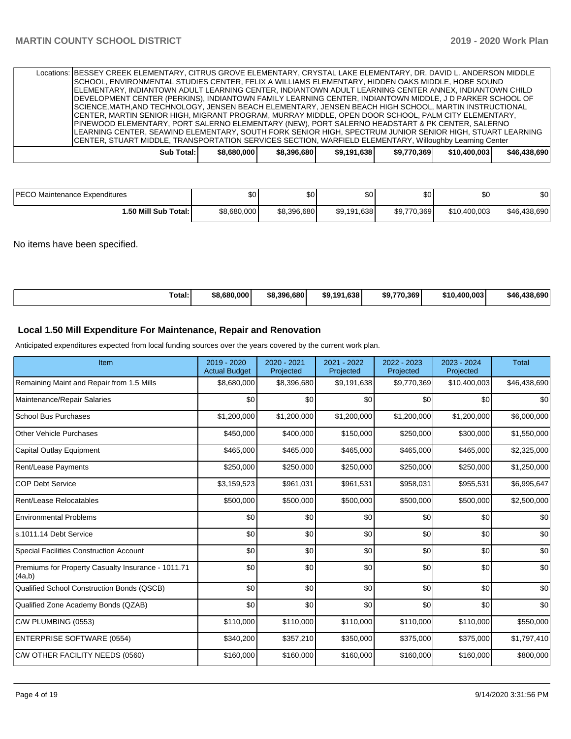| | | | | | | |
|---|---|---|---|---|---|---|
| Locations: | BESSEY CREEK ELEMENTARY, CITRUS GROVE ELEMENTARY, CRYSTAL LAKE ELEMENTARY, DR. DAVID L. ANDERSON MIDDLE SCHOOL, ENVIRONMENTAL STUDIES CENTER, FELIX A WILLIAMS ELEMENTARY, HIDDEN OAKS MIDDLE, HOBE SOUND ELEMENTARY, INDIANTOWN ADULT LEARNING CENTER, INDIANTOWN ADULT LEARNING CENTER ANNEX, INDIANTOWN CHILD DEVELOPMENT CENTER (PERKINS), INDIANTOWN FAMILY LEARNING CENTER, INDIANTOWN MIDDLE, J D PARKER SCHOOL OF SCIENCE,MATH,AND TECHNOLOGY, JENSEN BEACH ELEMENTARY, JENSEN BEACH HIGH SCHOOL, MARTIN INSTRUCTIONAL CENTER, MARTIN SENIOR HIGH, MIGRANT PROGRAM, MURRAY MIDDLE, OPEN DOOR SCHOOL, PALM CITY ELEMENTARY, PINEWOOD ELEMENTARY, PORT SALERNO ELEMENTARY (NEW), PORT SALERNO HEADSTART & PK CENTER, SALERNO LEARNING CENTER, SEAWIND ELEMENTARY, SOUTH FORK SENIOR HIGH, SPECTRUM JUNIOR SENIOR HIGH, STUART LEARNING CENTER, STUART MIDDLE, TRANSPORTATION SERVICES SECTION, WARFIELD ELEMENTARY, Willoughby Learning Center | | | | | |
| **Sub Total:** | **$8,680,000** | **$8,396,680** | **$9,191,638** | **$9,770,369** | **$10,400,003** | **$46,438,690** |

| | | | | | | |
|---|---|---|---|---|---|---|
| PECO Maintenance Expenditures | $0 | $0 | $0 | $0 | $0 | $0 |
| **1.50 Mill Sub Total:** | $8,680,000 | $8,396,680 | $9,191,638 | $9,770,369 | $10,400,003 | $46,438,690 |

No items have been specified.

| | | | | | | |
|---|---|---|---|---|---|---|
| **Total:** | **$8,680,000** | **$8,396,680** | **$9,191,638** | **$9,770,369** | **$10,400,003** | **$46,438,690** |

## Local 1.50 Mill Expenditure For Maintenance, Repair and Renovation

Anticipated expenditures expected from local funding sources over the years covered by the current work plan.

| Item | 2019 - 2020 Actual Budget | 2020 - 2021 Projected | 2021 - 2022 Projected | 2022 - 2023 Projected | 2023 - 2024 Projected | Total |
|---|---|---|---|---|---|---|
| Remaining Maint and Repair from 1.5 Mills | $8,680,000 | $8,396,680 | $9,191,638 | $9,770,369 | $10,400,003 | $46,438,690 |
| Maintenance/Repair Salaries | $0 | $0 | $0 | $0 | $0 | $0 |
| School Bus Purchases | $1,200,000 | $1,200,000 | $1,200,000 | $1,200,000 | $1,200,000 | $6,000,000 |
| Other Vehicle Purchases | $450,000 | $400,000 | $150,000 | $250,000 | $300,000 | $1,550,000 |
| Capital Outlay Equipment | $465,000 | $465,000 | $465,000 | $465,000 | $465,000 | $2,325,000 |
| Rent/Lease Payments | $250,000 | $250,000 | $250,000 | $250,000 | $250,000 | $1,250,000 |
| COP Debt Service | $3,159,523 | $961,031 | $961,531 | $958,031 | $955,531 | $6,995,647 |
| Rent/Lease Relocatables | $500,000 | $500,000 | $500,000 | $500,000 | $500,000 | $2,500,000 |
| Environmental Problems | $0 | $0 | $0 | $0 | $0 | $0 |
| s.1011.14 Debt Service | $0 | $0 | $0 | $0 | $0 | $0 |
| Special Facilities Construction Account | $0 | $0 | $0 | $0 | $0 | $0 |
| Premiums for Property Casualty Insurance - 1011.71 (4a,b) | $0 | $0 | $0 | $0 | $0 | $0 |
| Qualified School Construction Bonds (QSCB) | $0 | $0 | $0 | $0 | $0 | $0 |
| Qualified Zone Academy Bonds (QZAB) | $0 | $0 | $0 | $0 | $0 | $0 |
| C/W PLUMBING (0553) | $110,000 | $110,000 | $110,000 | $110,000 | $110,000 | $550,000 |
| ENTERPRISE SOFTWARE (0554) | $340,200 | $357,210 | $350,000 | $375,000 | $375,000 | $1,797,410 |
| C/W OTHER FACILITY NEEDS (0560) | $160,000 | $160,000 | $160,000 | $160,000 | $160,000 | $800,000 |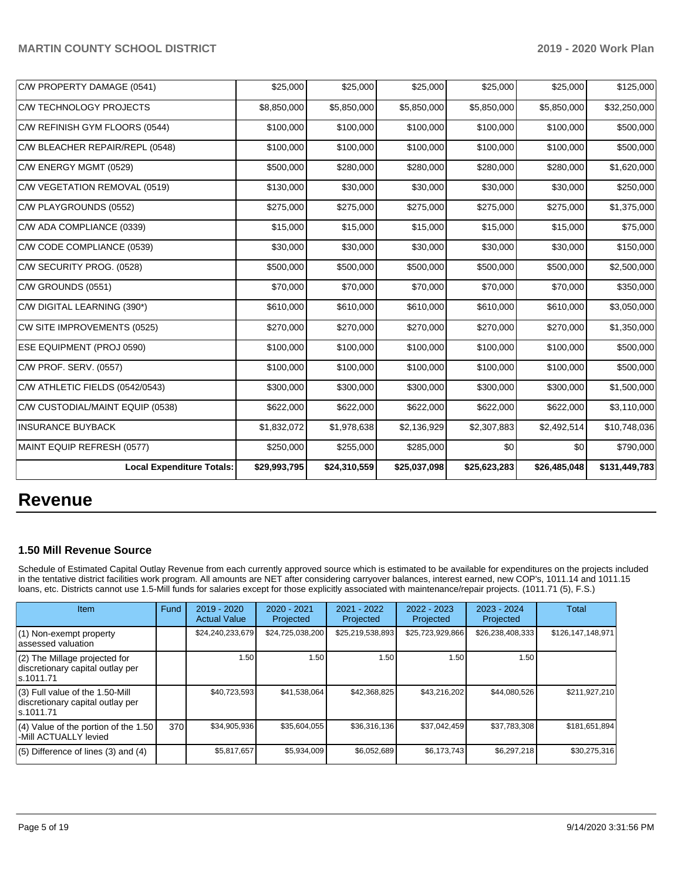| C/W PROPERTY DAMAGE (0541) | $25,000 | $25,000 | $25,000 | $25,000 | $25,000 | $125,000 |
|---|---|---|---|---|---|---|
| C/W TECHNOLOGY PROJECTS | $8,850,000 | $5,850,000 | $5,850,000 | $5,850,000 | $5,850,000 | $32,250,000 |
| C/W REFINISH GYM FLOORS (0544) | $100,000 | $100,000 | $100,000 | $100,000 | $100,000 | $500,000 |
| C/W BLEACHER REPAIR/REPL (0548) | $100,000 | $100,000 | $100,000 | $100,000 | $100,000 | $500,000 |
| C/W ENERGY MGMT (0529) | $500,000 | $280,000 | $280,000 | $280,000 | $280,000 | $1,620,000 |
| C/W VEGETATION REMOVAL (0519) | $130,000 | $30,000 | $30,000 | $30,000 | $30,000 | $250,000 |
| C/W PLAYGROUNDS (0552) | $275,000 | $275,000 | $275,000 | $275,000 | $275,000 | $1,375,000 |
| C/W ADA COMPLIANCE (0339) | $15,000 | $15,000 | $15,000 | $15,000 | $15,000 | $75,000 |
| C/W CODE COMPLIANCE (0539) | $30,000 | $30,000 | $30,000 | $30,000 | $30,000 | $150,000 |
| C/W SECURITY PROG. (0528) | $500,000 | $500,000 | $500,000 | $500,000 | $500,000 | $2,500,000 |
| C/W GROUNDS (0551) | $70,000 | $70,000 | $70,000 | $70,000 | $70,000 | $350,000 |
| C/W DIGITAL LEARNING (390*) | $610,000 | $610,000 | $610,000 | $610,000 | $610,000 | $3,050,000 |
| CW SITE IMPROVEMENTS (0525) | $270,000 | $270,000 | $270,000 | $270,000 | $270,000 | $1,350,000 |
| ESE EQUIPMENT (PROJ 0590) | $100,000 | $100,000 | $100,000 | $100,000 | $100,000 | $500,000 |
| C/W PROF. SERV. (0557) | $100,000 | $100,000 | $100,000 | $100,000 | $100,000 | $500,000 |
| C/W ATHLETIC FIELDS (0542/0543) | $300,000 | $300,000 | $300,000 | $300,000 | $300,000 | $1,500,000 |
| C/W CUSTODIAL/MAINT EQUIP (0538) | $622,000 | $622,000 | $622,000 | $622,000 | $622,000 | $3,110,000 |
| INSURANCE BUYBACK | $1,832,072 | $1,978,638 | $2,136,929 | $2,307,883 | $2,492,514 | $10,748,036 |
| MAINT EQUIP REFRESH (0577) | $250,000 | $255,000 | $285,000 | $0 | $0 | $790,000 |
| **Local Expenditure Totals:** | **$29,993,795** | **$24,310,559** | **$25,037,098** | **$25,623,283** | **$26,485,048** | **$131,449,783** |

# Revenue

### 1.50 Mill Revenue Source

Schedule of Estimated Capital Outlay Revenue from each currently approved source which is estimated to be available for expenditures on the projects included in the tentative district facilities work program. All amounts are NET after considering carryover balances, interest earned, new COP's, 1011.14 and 1011.15 loans, etc. Districts cannot use 1.5-Mill funds for salaries except for those explicitly associated with maintenance/repair projects. (1011.71 (5), F.S.)

| Item | Fund | 2019 - 2020 Actual Value | 2020 - 2021 Projected | 2021 - 2022 Projected | 2022 - 2023 Projected | 2023 - 2024 Projected | Total |
|---|---|---|---|---|---|---|---|
| (1) Non-exempt property assessed valuation | | $24,240,233,679 | $24,725,038,200 | $25,219,538,893 | $25,723,929,866 | $26,238,408,333 | $126,147,148,971 |
| (2) The Millage projected for discretionary capital outlay per s.1011.71 | | 1.50 | 1.50 | 1.50 | 1.50 | 1.50 | |
| (3) Full value of the 1.50-Mill discretionary capital outlay per s.1011.71 | | $40,723,593 | $41,538,064 | $42,368,825 | $43,216,202 | $44,080,526 | $211,927,210 |
| (4) Value of the portion of the 1.50 -Mill ACTUALLY levied | 370 | $34,905,936 | $35,604,055 | $36,316,136 | $37,042,459 | $37,783,308 | $181,651,894 |
| (5) Difference of lines (3) and (4) | | $5,817,657 | $5,934,009 | $6,052,689 | $6,173,743 | $6,297,218 | $30,275,316 |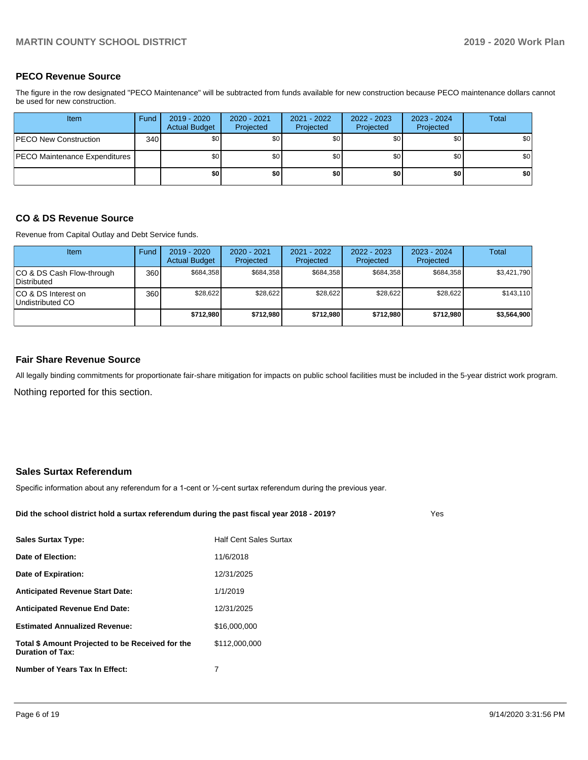## PECO Revenue Source

The figure in the row designated "PECO Maintenance" will be subtracted from funds available for new construction because PECO maintenance dollars cannot be used for new construction.

| Item | Fund | 2019 - 2020 Actual Budget | 2020 - 2021 Projected | 2021 - 2022 Projected | 2022 - 2023 Projected | 2023 - 2024 Projected | Total |
|---|---|---|---|---|---|---|---|
| PECO New Construction | 340 | $0 | $0 | $0 | $0 | $0 | $0 |
| PECO Maintenance Expenditures | | $0 | $0 | $0 | $0 | $0 | $0 |
| | | **$0** | **$0** | **$0** | **$0** | **$0** | **$0** |

## CO & DS Revenue Source

Revenue from Capital Outlay and Debt Service funds.

| Item | Fund | 2019 - 2020 Actual Budget | 2020 - 2021 Projected | 2021 - 2022 Projected | 2022 - 2023 Projected | 2023 - 2024 Projected | Total |
|---|---|---|---|---|---|---|---|
| CO & DS Cash Flow-through Distributed | 360 | $684,358 | $684,358 | $684,358 | $684,358 | $684,358 | $3,421,790 |
| CO & DS Interest on Undistributed CO | 360 | $28,622 | $28,622 | $28,622 | $28,622 | $28,622 | $143,110 |
| | | **$712,980** | **$712,980** | **$712,980** | **$712,980** | **$712,980** | **$3,564,900** |

## Fair Share Revenue Source

All legally binding commitments for proportionate fair-share mitigation for impacts on public school facilities must be included in the 5-year district work program.

Nothing reported for this section.

## Sales Surtax Referendum

Specific information about any referendum for a 1-cent or ½-cent surtax referendum during the previous year.

**Did the school district hold a surtax referendum during the past fiscal year 2018 - 2019?** Yes

| | |
|---|---|
| **Sales Surtax Type:** | Half Cent Sales Surtax |
| **Date of Election:** | 11/6/2018 |
| **Date of Expiration:** | 12/31/2025 |
| **Anticipated Revenue Start Date:** | 1/1/2019 |
| **Anticipated Revenue End Date:** | 12/31/2025 |
| **Estimated Annualized Revenue:** | $16,000,000 |
| **Total $ Amount Projected to be Received for the Duration of Tax:** | $112,000,000 |
| **Number of Years Tax In Effect:** | 7 |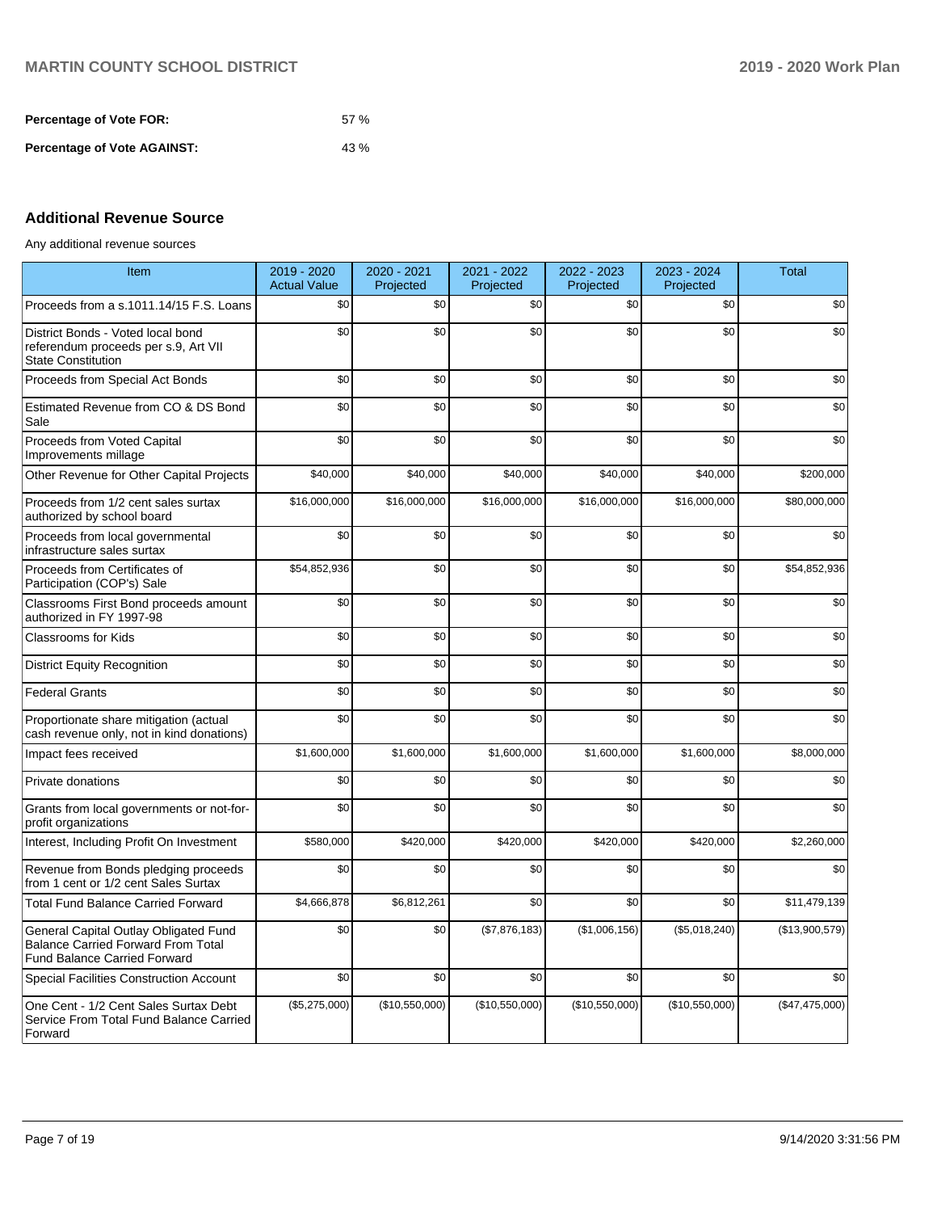**Percentage of Vote FOR:** 57 %

**Percentage of Vote AGAINST:** 43 %

## Additional Revenue Source

Any additional revenue sources

| Item | 2019 - 2020 Actual Value | 2020 - 2021 Projected | 2021 - 2022 Projected | 2022 - 2023 Projected | 2023 - 2024 Projected | Total |
|---|---|---|---|---|---|---|
| Proceeds from a s.1011.14/15 F.S. Loans | $0 | $0 | $0 | $0 | $0 | $0 |
| District Bonds - Voted local bond referendum proceeds per s.9, Art VII State Constitution | $0 | $0 | $0 | $0 | $0 | $0 |
| Proceeds from Special Act Bonds | $0 | $0 | $0 | $0 | $0 | $0 |
| Estimated Revenue from CO & DS Bond Sale | $0 | $0 | $0 | $0 | $0 | $0 |
| Proceeds from Voted Capital Improvements millage | $0 | $0 | $0 | $0 | $0 | $0 |
| Other Revenue for Other Capital Projects | $40,000 | $40,000 | $40,000 | $40,000 | $40,000 | $200,000 |
| Proceeds from 1/2 cent sales surtax authorized by school board | $16,000,000 | $16,000,000 | $16,000,000 | $16,000,000 | $16,000,000 | $80,000,000 |
| Proceeds from local governmental infrastructure sales surtax | $0 | $0 | $0 | $0 | $0 | $0 |
| Proceeds from Certificates of Participation (COP's) Sale | $54,852,936 | $0 | $0 | $0 | $0 | $54,852,936 |
| Classrooms First Bond proceeds amount authorized in FY 1997-98 | $0 | $0 | $0 | $0 | $0 | $0 |
| Classrooms for Kids | $0 | $0 | $0 | $0 | $0 | $0 |
| District Equity Recognition | $0 | $0 | $0 | $0 | $0 | $0 |
| Federal Grants | $0 | $0 | $0 | $0 | $0 | $0 |
| Proportionate share mitigation (actual cash revenue only, not in kind donations) | $0 | $0 | $0 | $0 | $0 | $0 |
| Impact fees received | $1,600,000 | $1,600,000 | $1,600,000 | $1,600,000 | $1,600,000 | $8,000,000 |
| Private donations | $0 | $0 | $0 | $0 | $0 | $0 |
| Grants from local governments or not-for-profit organizations | $0 | $0 | $0 | $0 | $0 | $0 |
| Interest, Including Profit On Investment | $580,000 | $420,000 | $420,000 | $420,000 | $420,000 | $2,260,000 |
| Revenue from Bonds pledging proceeds from 1 cent or 1/2 cent Sales Surtax | $0 | $0 | $0 | $0 | $0 | $0 |
| Total Fund Balance Carried Forward | $4,666,878 | $6,812,261 | $0 | $0 | $0 | $11,479,139 |
| General Capital Outlay Obligated Fund Balance Carried Forward From Total Fund Balance Carried Forward | $0 | $0 | ($7,876,183) | ($1,006,156) | ($5,018,240) | ($13,900,579) |
| Special Facilities Construction Account | $0 | $0 | $0 | $0 | $0 | $0 |
| One Cent - 1/2 Cent Sales Surtax Debt Service From Total Fund Balance Carried Forward | ($5,275,000) | ($10,550,000) | ($10,550,000) | ($10,550,000) | ($10,550,000) | ($47,475,000) |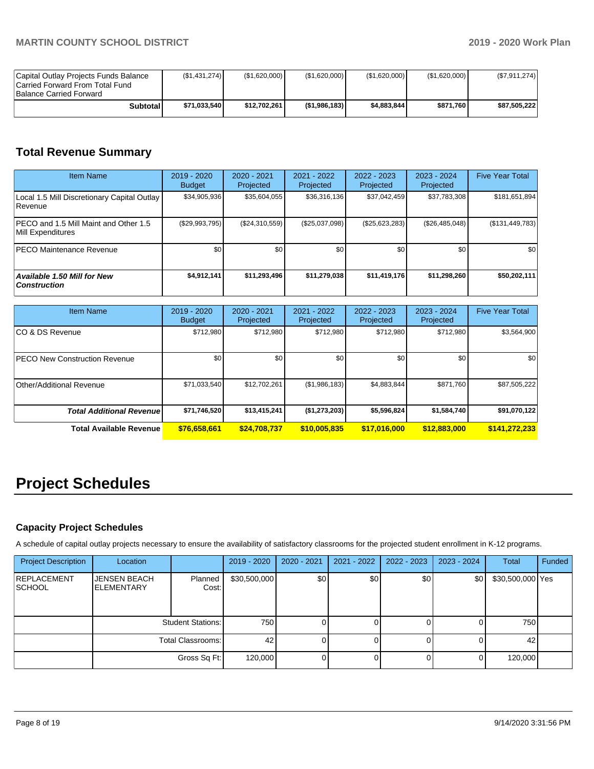| | | | | | | |
|---|---|---|---|---|---|---|
| Capital Outlay Projects Funds Balance Carried Forward From Total Fund Balance Carried Forward | ($1,431,274) | ($1,620,000) | ($1,620,000) | ($1,620,000) | ($1,620,000) | ($7,911,274) |
| **Subtotal** | **$71,033,540** | **$12,702,261** | **($1,986,183)** | **$4,883,844** | **$871,760** | **$87,505,222** |

## Total Revenue Summary

| Item Name | 2019 - 2020 Budget | 2020 - 2021 Projected | 2021 - 2022 Projected | 2022 - 2023 Projected | 2023 - 2024 Projected | Five Year Total |
|---|---|---|---|---|---|---|
| Local 1.5 Mill Discretionary Capital Outlay Revenue | $34,905,936 | $35,604,055 | $36,316,136 | $37,042,459 | $37,783,308 | $181,651,894 |
| PECO and 1.5 Mill Maint and Other 1.5 Mill Expenditures | ($29,993,795) | ($24,310,559) | ($25,037,098) | ($25,623,283) | ($26,485,048) | ($131,449,783) |
| PECO Maintenance Revenue | $0 | $0 | $0 | $0 | $0 | $0 |
| ***Available 1.50 Mill for New Construction*** | **$4,912,141** | **$11,293,496** | **$11,279,038** | **$11,419,176** | **$11,298,260** | **$50,202,111** |

| Item Name | 2019 - 2020 Budget | 2020 - 2021 Projected | 2021 - 2022 Projected | 2022 - 2023 Projected | 2023 - 2024 Projected | Five Year Total |
|---|---|---|---|---|---|---|
| CO & DS Revenue | $712,980 | $712,980 | $712,980 | $712,980 | $712,980 | $3,564,900 |
| PECO New Construction Revenue | $0 | $0 | $0 | $0 | $0 | $0 |
| Other/Additional Revenue | $71,033,540 | $12,702,261 | ($1,986,183) | $4,883,844 | $871,760 | $87,505,222 |
| ***Total Additional Revenue*** | **$71,746,520** | **$13,415,241** | **($1,273,203)** | **$5,596,824** | **$1,584,740** | **$91,070,122** |
| **Total Available Revenue** | **$76,658,661** | **$24,708,737** | **$10,005,835** | **$17,016,000** | **$12,883,000** | **$141,272,233** |

# Project Schedules

### Capacity Project Schedules

A schedule of capital outlay projects necessary to ensure the availability of satisfactory classrooms for the projected student enrollment in K-12 programs.

| Project Description | Location | | 2019 - 2020 | 2020 - 2021 | 2021 - 2022 | 2022 - 2023 | 2023 - 2024 | Total | Funded |
|---|---|---|---|---|---|---|---|---|---|
| REPLACEMENT SCHOOL | JENSEN BEACH ELEMENTARY | Planned Cost: | $30,500,000 | $0 | $0 | $0 | $0 | $30,500,000 | Yes |
| | | Student Stations: | 750 | 0 | 0 | 0 | 0 | 750 | |
| | | Total Classrooms: | 42 | 0 | 0 | 0 | 0 | 42 | |
| | | Gross Sq Ft: | 120,000 | 0 | 0 | 0 | 0 | 120,000 | |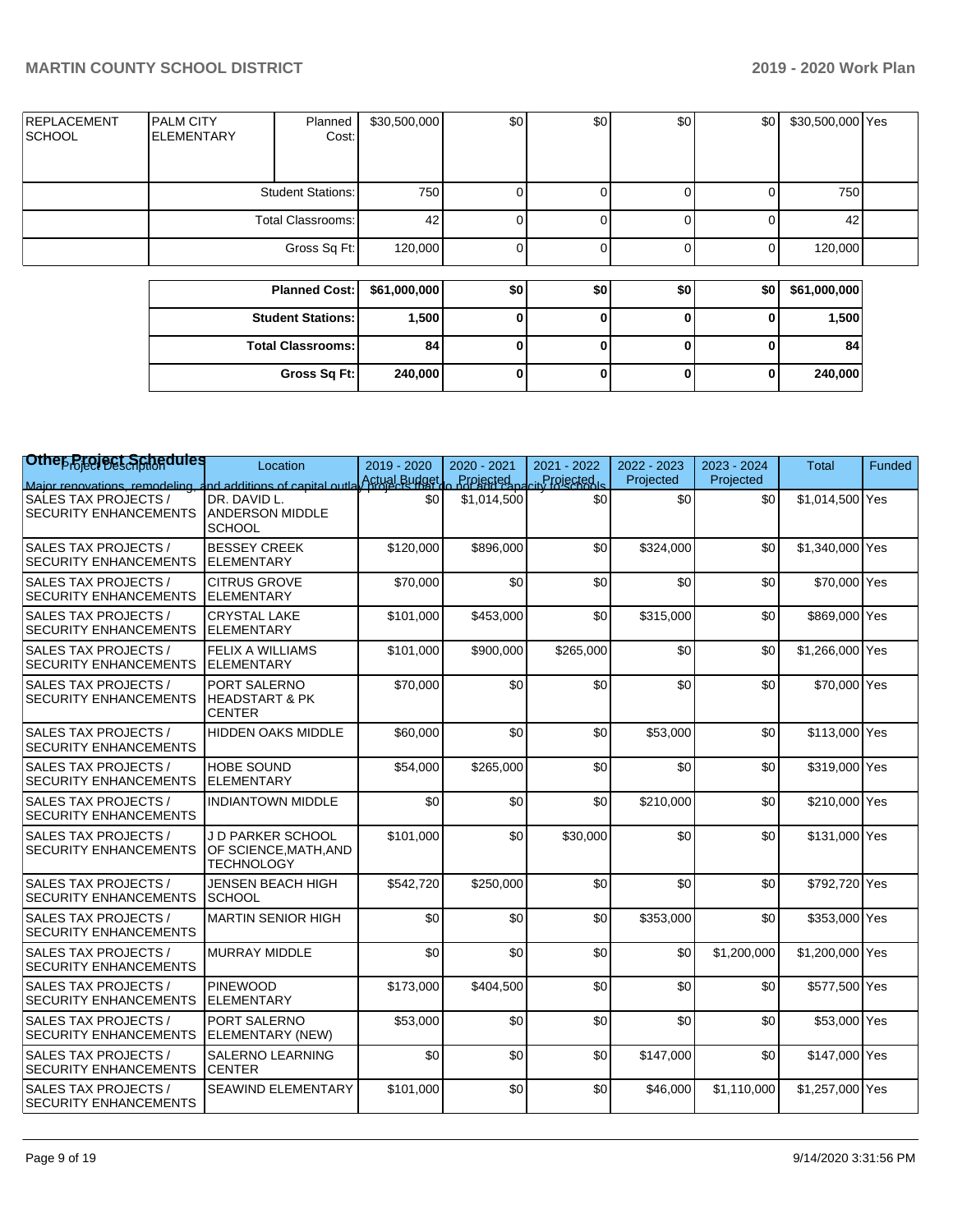| | | | | | | | | | |
|---|---|---|---|---|---|---|---|---|---|
| REPLACEMENT SCHOOL | PALM CITY ELEMENTARY | Planned Cost: | $30,500,000 | $0 | $0 | $0 | $0 | $30,500,000 | Yes |
| | | Student Stations: | 750 | 0 | 0 | 0 | 0 | 750 | |
| | | Total Classrooms: | 42 | 0 | 0 | 0 | 0 | 42 | |
| | | Gross Sq Ft: | 120,000 | 0 | 0 | 0 | 0 | 120,000 | |

| | | | | | | |
|---|---|---|---|---|---|---|
| **Planned Cost:** | **$61,000,000** | **$0** | **$0** | **$0** | **$0** | **$61,000,000** |
| **Student Stations:** | **1,500** | **0** | **0** | **0** | **0** | **1,500** |
| **Total Classrooms:** | **84** | **0** | **0** | **0** | **0** | **84** |
| **Gross Sq Ft:** | **240,000** | **0** | **0** | **0** | **0** | **240,000** |

## Other Project Schedules

Major renovations, remodeling, and additions of capital outlay projects that do not add capacity to schools.

| Project Description | Location | 2019 - 2020 Actual Budget | 2020 - 2021 Projected | 2021 - 2022 Projected | 2022 - 2023 Projected | 2023 - 2024 Projected | Total | Funded |
|---|---|---|---|---|---|---|---|---|
| SALES TAX PROJECTS / SECURITY ENHANCEMENTS | DR. DAVID L. ANDERSON MIDDLE SCHOOL | $0 | $1,014,500 | $0 | $0 | $0 | $1,014,500 | Yes |
| SALES TAX PROJECTS / SECURITY ENHANCEMENTS | BESSEY CREEK ELEMENTARY | $120,000 | $896,000 | $0 | $324,000 | $0 | $1,340,000 | Yes |
| SALES TAX PROJECTS / SECURITY ENHANCEMENTS | CITRUS GROVE ELEMENTARY | $70,000 | $0 | $0 | $0 | $0 | $70,000 | Yes |
| SALES TAX PROJECTS / SECURITY ENHANCEMENTS | CRYSTAL LAKE ELEMENTARY | $101,000 | $453,000 | $0 | $315,000 | $0 | $869,000 | Yes |
| SALES TAX PROJECTS / SECURITY ENHANCEMENTS | FELIX A WILLIAMS ELEMENTARY | $101,000 | $900,000 | $265,000 | $0 | $0 | $1,266,000 | Yes |
| SALES TAX PROJECTS / SECURITY ENHANCEMENTS | PORT SALERNO HEADSTART & PK CENTER | $70,000 | $0 | $0 | $0 | $0 | $70,000 | Yes |
| SALES TAX PROJECTS / SECURITY ENHANCEMENTS | HIDDEN OAKS MIDDLE | $60,000 | $0 | $0 | $53,000 | $0 | $113,000 | Yes |
| SALES TAX PROJECTS / SECURITY ENHANCEMENTS | HOBE SOUND ELEMENTARY | $54,000 | $265,000 | $0 | $0 | $0 | $319,000 | Yes |
| SALES TAX PROJECTS / SECURITY ENHANCEMENTS | INDIANTOWN MIDDLE | $0 | $0 | $0 | $210,000 | $0 | $210,000 | Yes |
| SALES TAX PROJECTS / SECURITY ENHANCEMENTS | J D PARKER SCHOOL OF SCIENCE,MATH,AND TECHNOLOGY | $101,000 | $0 | $30,000 | $0 | $0 | $131,000 | Yes |
| SALES TAX PROJECTS / SECURITY ENHANCEMENTS | JENSEN BEACH HIGH SCHOOL | $542,720 | $250,000 | $0 | $0 | $0 | $792,720 | Yes |
| SALES TAX PROJECTS / SECURITY ENHANCEMENTS | MARTIN SENIOR HIGH | $0 | $0 | $0 | $353,000 | $0 | $353,000 | Yes |
| SALES TAX PROJECTS / SECURITY ENHANCEMENTS | MURRAY MIDDLE | $0 | $0 | $0 | $0 | $1,200,000 | $1,200,000 | Yes |
| SALES TAX PROJECTS / SECURITY ENHANCEMENTS | PINEWOOD ELEMENTARY | $173,000 | $404,500 | $0 | $0 | $0 | $577,500 | Yes |
| SALES TAX PROJECTS / SECURITY ENHANCEMENTS | PORT SALERNO ELEMENTARY (NEW) | $53,000 | $0 | $0 | $0 | $0 | $53,000 | Yes |
| SALES TAX PROJECTS / SECURITY ENHANCEMENTS | SALERNO LEARNING CENTER | $0 | $0 | $0 | $147,000 | $0 | $147,000 | Yes |
| SALES TAX PROJECTS / SECURITY ENHANCEMENTS | SEAWIND ELEMENTARY | $101,000 | $0 | $0 | $46,000 | $1,110,000 | $1,257,000 | Yes |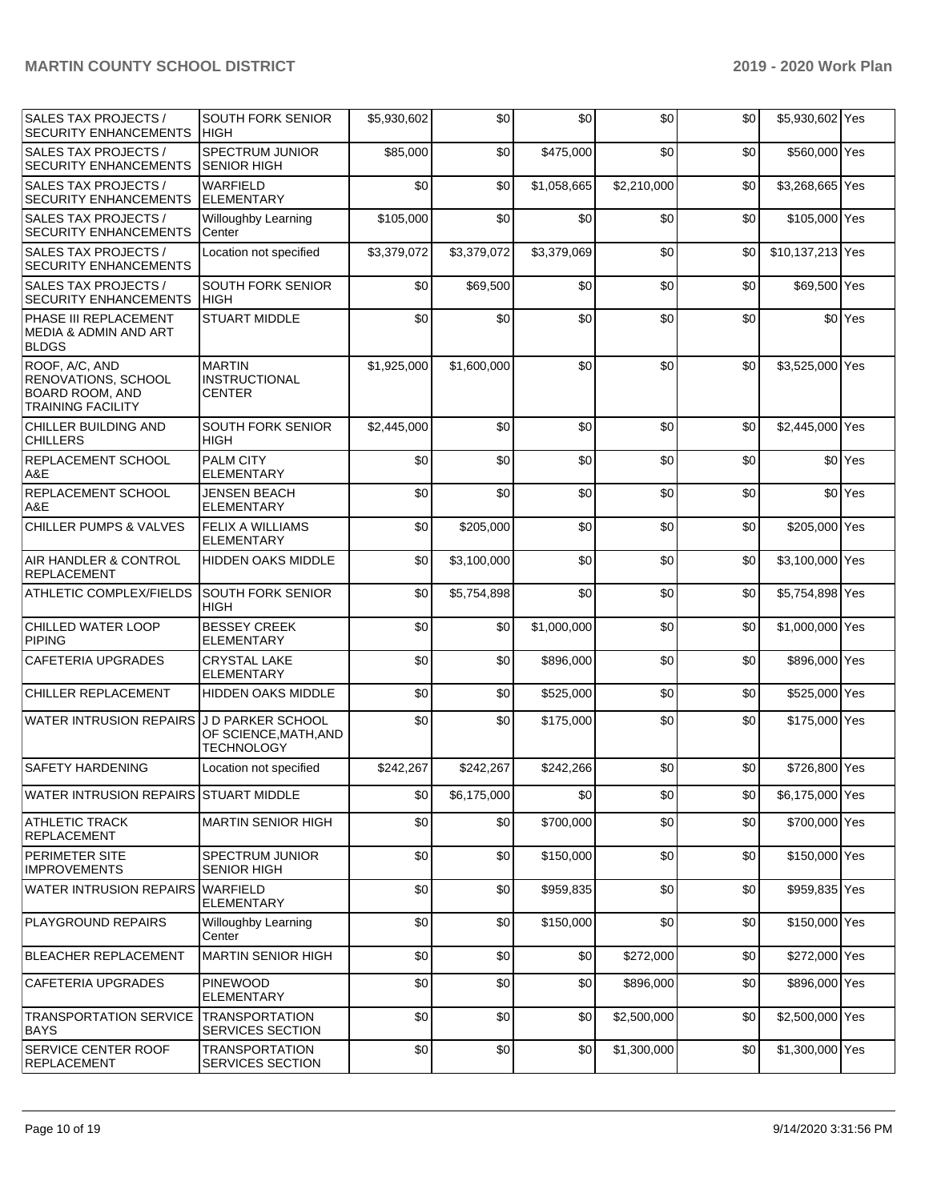| SALES TAX PROJECTS / SECURITY ENHANCEMENTS | SOUTH FORK SENIOR HIGH | $5,930,602 | $0 | $0 | $0 | $0 | $5,930,602 | Yes |
|---|---|---|---|---|---|---|---|---|
| SALES TAX PROJECTS / SECURITY ENHANCEMENTS | SPECTRUM JUNIOR SENIOR HIGH | $85,000 | $0 | $475,000 | $0 | $0 | $560,000 | Yes |
| SALES TAX PROJECTS / SECURITY ENHANCEMENTS | WARFIELD ELEMENTARY | $0 | $0 | $1,058,665 | $2,210,000 | $0 | $3,268,665 | Yes |
| SALES TAX PROJECTS / SECURITY ENHANCEMENTS | Willoughby Learning Center | $105,000 | $0 | $0 | $0 | $0 | $105,000 | Yes |
| SALES TAX PROJECTS / SECURITY ENHANCEMENTS | Location not specified | $3,379,072 | $3,379,072 | $3,379,069 | $0 | $0 | $10,137,213 | Yes |
| SALES TAX PROJECTS / SECURITY ENHANCEMENTS | SOUTH FORK SENIOR HIGH | $0 | $69,500 | $0 | $0 | $0 | $69,500 | Yes |
| PHASE III REPLACEMENT MEDIA & ADMIN AND ART BLDGS | STUART MIDDLE | $0 | $0 | $0 | $0 | $0 | $0 | Yes |
| ROOF, A/C, AND RENOVATIONS, SCHOOL BOARD ROOM, AND TRAINING FACILITY | MARTIN INSTRUCTIONAL CENTER | $1,925,000 | $1,600,000 | $0 | $0 | $0 | $3,525,000 | Yes |
| CHILLER BUILDING AND CHILLERS | SOUTH FORK SENIOR HIGH | $2,445,000 | $0 | $0 | $0 | $0 | $2,445,000 | Yes |
| REPLACEMENT SCHOOL A&E | PALM CITY ELEMENTARY | $0 | $0 | $0 | $0 | $0 | $0 | Yes |
| REPLACEMENT SCHOOL A&E | JENSEN BEACH ELEMENTARY | $0 | $0 | $0 | $0 | $0 | $0 | Yes |
| CHILLER PUMPS & VALVES | FELIX A WILLIAMS ELEMENTARY | $0 | $205,000 | $0 | $0 | $0 | $205,000 | Yes |
| AIR HANDLER & CONTROL REPLACEMENT | HIDDEN OAKS MIDDLE | $0 | $3,100,000 | $0 | $0 | $0 | $3,100,000 | Yes |
| ATHLETIC COMPLEX/FIELDS | SOUTH FORK SENIOR HIGH | $0 | $5,754,898 | $0 | $0 | $0 | $5,754,898 | Yes |
| CHILLED WATER LOOP PIPING | BESSEY CREEK ELEMENTARY | $0 | $0 | $1,000,000 | $0 | $0 | $1,000,000 | Yes |
| CAFETERIA UPGRADES | CRYSTAL LAKE ELEMENTARY | $0 | $0 | $896,000 | $0 | $0 | $896,000 | Yes |
| CHILLER REPLACEMENT | HIDDEN OAKS MIDDLE | $0 | $0 | $525,000 | $0 | $0 | $525,000 | Yes |
| WATER INTRUSION REPAIRS | J D PARKER SCHOOL OF SCIENCE,MATH,AND TECHNOLOGY | $0 | $0 | $175,000 | $0 | $0 | $175,000 | Yes |
| SAFETY HARDENING | Location not specified | $242,267 | $242,267 | $242,266 | $0 | $0 | $726,800 | Yes |
| WATER INTRUSION REPAIRS | STUART MIDDLE | $0 | $6,175,000 | $0 | $0 | $0 | $6,175,000 | Yes |
| ATHLETIC TRACK REPLACEMENT | MARTIN SENIOR HIGH | $0 | $0 | $700,000 | $0 | $0 | $700,000 | Yes |
| PERIMETER SITE IMPROVEMENTS | SPECTRUM JUNIOR SENIOR HIGH | $0 | $0 | $150,000 | $0 | $0 | $150,000 | Yes |
| WATER INTRUSION REPAIRS | WARFIELD ELEMENTARY | $0 | $0 | $959,835 | $0 | $0 | $959,835 | Yes |
| PLAYGROUND REPAIRS | Willoughby Learning Center | $0 | $0 | $150,000 | $0 | $0 | $150,000 | Yes |
| BLEACHER REPLACEMENT | MARTIN SENIOR HIGH | $0 | $0 | $0 | $272,000 | $0 | $272,000 | Yes |
| CAFETERIA UPGRADES | PINEWOOD ELEMENTARY | $0 | $0 | $0 | $896,000 | $0 | $896,000 | Yes |
| TRANSPORTATION SERVICE BAYS | TRANSPORTATION SERVICES SECTION | $0 | $0 | $0 | $2,500,000 | $0 | $2,500,000 | Yes |
| SERVICE CENTER ROOF REPLACEMENT | TRANSPORTATION SERVICES SECTION | $0 | $0 | $0 | $1,300,000 | $0 | $1,300,000 | Yes |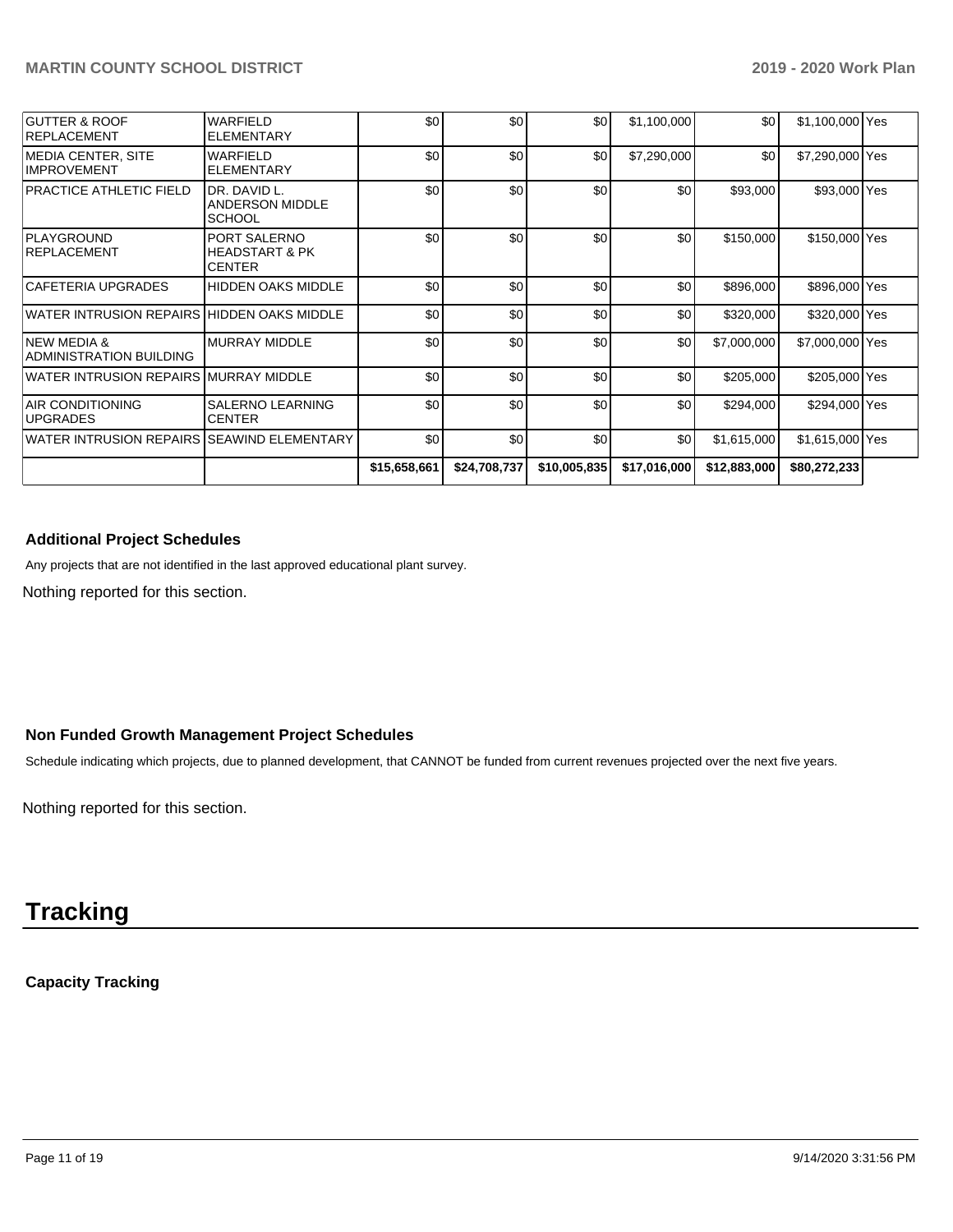| | | | | | | | | |
|---|---|---|---|---|---|---|---|---|
| GUTTER & ROOF REPLACEMENT | WARFIELD ELEMENTARY | $0 | $0 | $0 | $1,100,000 | $0 | $1,100,000 | Yes |
| MEDIA CENTER, SITE IMPROVEMENT | WARFIELD ELEMENTARY | $0 | $0 | $0 | $7,290,000 | $0 | $7,290,000 | Yes |
| PRACTICE ATHLETIC FIELD | DR. DAVID L. ANDERSON MIDDLE SCHOOL | $0 | $0 | $0 | $0 | $93,000 | $93,000 | Yes |
| PLAYGROUND REPLACEMENT | PORT SALERNO HEADSTART & PK CENTER | $0 | $0 | $0 | $0 | $150,000 | $150,000 | Yes |
| CAFETERIA UPGRADES | HIDDEN OAKS MIDDLE | $0 | $0 | $0 | $0 | $896,000 | $896,000 | Yes |
| WATER INTRUSION REPAIRS | HIDDEN OAKS MIDDLE | $0 | $0 | $0 | $0 | $320,000 | $320,000 | Yes |
| NEW MEDIA & ADMINISTRATION BUILDING | MURRAY MIDDLE | $0 | $0 | $0 | $0 | $7,000,000 | $7,000,000 | Yes |
| WATER INTRUSION REPAIRS | MURRAY MIDDLE | $0 | $0 | $0 | $0 | $205,000 | $205,000 | Yes |
| AIR CONDITIONING UPGRADES | SALERNO LEARNING CENTER | $0 | $0 | $0 | $0 | $294,000 | $294,000 | Yes |
| WATER INTRUSION REPAIRS | SEAWIND ELEMENTARY | $0 | $0 | $0 | $0 | $1,615,000 | $1,615,000 | Yes |
| | | $15,658,661 | $24,708,737 | $10,005,835 | $17,016,000 | $12,883,000 | $80,272,233 | |

### Additional Project Schedules

Any projects that are not identified in the last approved educational plant survey.

Nothing reported for this section.

### Non Funded Growth Management Project Schedules

Schedule indicating which projects, due to planned development, that CANNOT be funded from current revenues projected over the next five years.

Nothing reported for this section.

# Tracking

### Capacity Tracking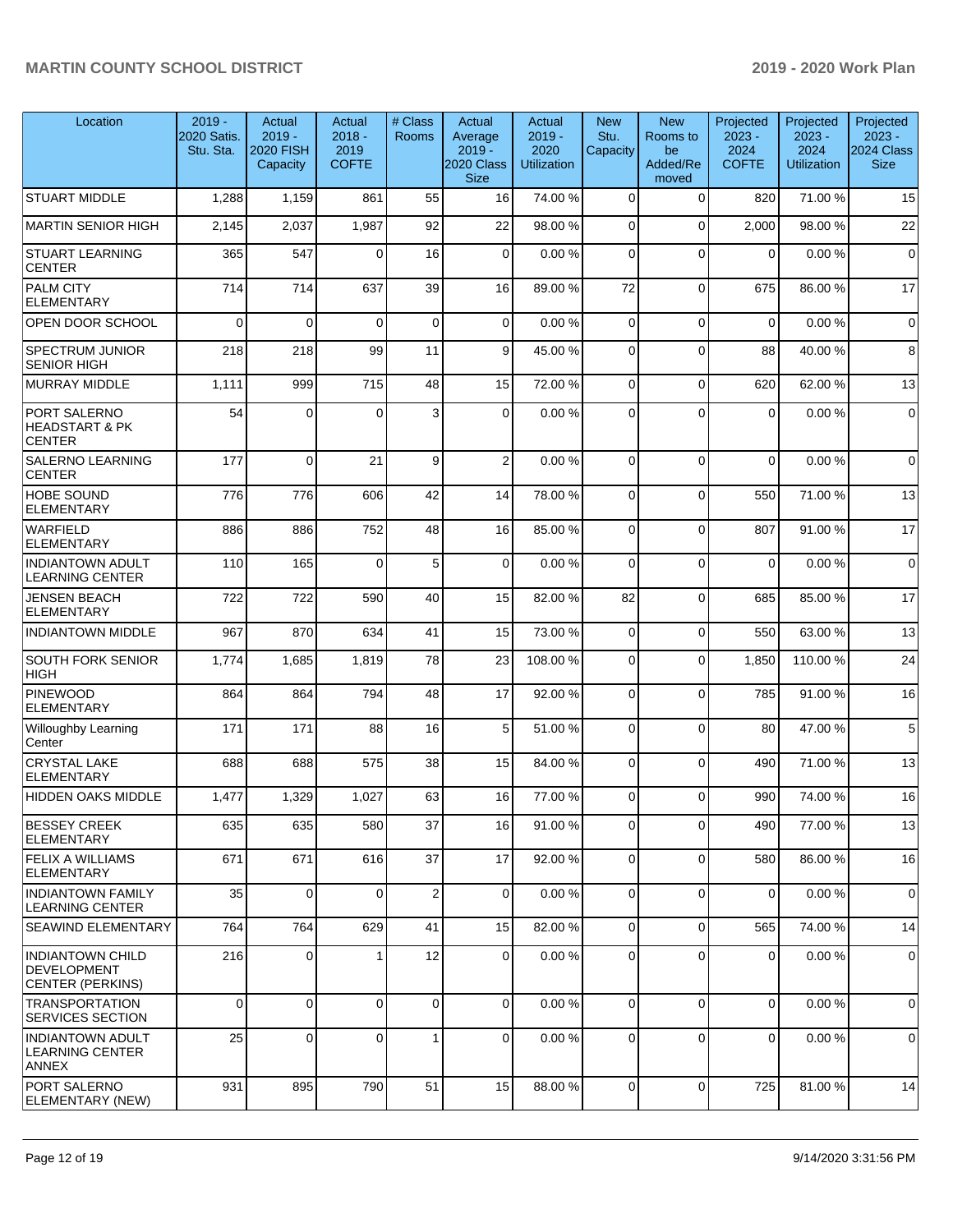| Location | 2019 - 2020 Satis. Stu. Sta. | Actual 2019 - 2020 FISH Capacity | Actual 2018 - 2019 COFTE | # Class Rooms | Actual Average 2019 - 2020 Class Size | Actual 2019 - 2020 Utilization | New Stu. Capacity | New Rooms to be Added/Re moved | Projected 2023 - 2024 COFTE | Projected 2023 - 2024 Utilization | Projected 2023 - 2024 Class Size |
|---|---|---|---|---|---|---|---|---|---|---|---|
| STUART MIDDLE | 1,288 | 1,159 | 861 | 55 | 16 | 74.00 % | 0 | 0 | 820 | 71.00 % | 15 |
| MARTIN SENIOR HIGH | 2,145 | 2,037 | 1,987 | 92 | 22 | 98.00 % | 0 | 0 | 2,000 | 98.00 % | 22 |
| STUART LEARNING CENTER | 365 | 547 | 0 | 16 | 0 | 0.00 % | 0 | 0 | 0 | 0.00 % | 0 |
| PALM CITY ELEMENTARY | 714 | 714 | 637 | 39 | 16 | 89.00 % | 72 | 0 | 675 | 86.00 % | 17 |
| OPEN DOOR SCHOOL | 0 | 0 | 0 | 0 | 0 | 0.00 % | 0 | 0 | 0 | 0.00 % | 0 |
| SPECTRUM JUNIOR SENIOR HIGH | 218 | 218 | 99 | 11 | 9 | 45.00 % | 0 | 0 | 88 | 40.00 % | 8 |
| MURRAY MIDDLE | 1,111 | 999 | 715 | 48 | 15 | 72.00 % | 0 | 0 | 620 | 62.00 % | 13 |
| PORT SALERNO HEADSTART & PK CENTER | 54 | 0 | 0 | 3 | 0 | 0.00 % | 0 | 0 | 0 | 0.00 % | 0 |
| SALERNO LEARNING CENTER | 177 | 0 | 21 | 9 | 2 | 0.00 % | 0 | 0 | 0 | 0.00 % | 0 |
| HOBE SOUND ELEMENTARY | 776 | 776 | 606 | 42 | 14 | 78.00 % | 0 | 0 | 550 | 71.00 % | 13 |
| WARFIELD ELEMENTARY | 886 | 886 | 752 | 48 | 16 | 85.00 % | 0 | 0 | 807 | 91.00 % | 17 |
| INDIANTOWN ADULT LEARNING CENTER | 110 | 165 | 0 | 5 | 0 | 0.00 % | 0 | 0 | 0 | 0.00 % | 0 |
| JENSEN BEACH ELEMENTARY | 722 | 722 | 590 | 40 | 15 | 82.00 % | 82 | 0 | 685 | 85.00 % | 17 |
| INDIANTOWN MIDDLE | 967 | 870 | 634 | 41 | 15 | 73.00 % | 0 | 0 | 550 | 63.00 % | 13 |
| SOUTH FORK SENIOR HIGH | 1,774 | 1,685 | 1,819 | 78 | 23 | 108.00 % | 0 | 0 | 1,850 | 110.00 % | 24 |
| PINEWOOD ELEMENTARY | 864 | 864 | 794 | 48 | 17 | 92.00 % | 0 | 0 | 785 | 91.00 % | 16 |
| Willoughby Learning Center | 171 | 171 | 88 | 16 | 5 | 51.00 % | 0 | 0 | 80 | 47.00 % | 5 |
| CRYSTAL LAKE ELEMENTARY | 688 | 688 | 575 | 38 | 15 | 84.00 % | 0 | 0 | 490 | 71.00 % | 13 |
| HIDDEN OAKS MIDDLE | 1,477 | 1,329 | 1,027 | 63 | 16 | 77.00 % | 0 | 0 | 990 | 74.00 % | 16 |
| BESSEY CREEK ELEMENTARY | 635 | 635 | 580 | 37 | 16 | 91.00 % | 0 | 0 | 490 | 77.00 % | 13 |
| FELIX A WILLIAMS ELEMENTARY | 671 | 671 | 616 | 37 | 17 | 92.00 % | 0 | 0 | 580 | 86.00 % | 16 |
| INDIANTOWN FAMILY LEARNING CENTER | 35 | 0 | 0 | 2 | 0 | 0.00 % | 0 | 0 | 0 | 0.00 % | 0 |
| SEAWIND ELEMENTARY | 764 | 764 | 629 | 41 | 15 | 82.00 % | 0 | 0 | 565 | 74.00 % | 14 |
| INDIANTOWN CHILD DEVELOPMENT CENTER (PERKINS) | 216 | 0 | 1 | 12 | 0 | 0.00 % | 0 | 0 | 0 | 0.00 % | 0 |
| TRANSPORTATION SERVICES SECTION | 0 | 0 | 0 | 0 | 0 | 0.00 % | 0 | 0 | 0 | 0.00 % | 0 |
| INDIANTOWN ADULT LEARNING CENTER ANNEX | 25 | 0 | 0 | 1 | 0 | 0.00 % | 0 | 0 | 0 | 0.00 % | 0 |
| PORT SALERNO ELEMENTARY (NEW) | 931 | 895 | 790 | 51 | 15 | 88.00 % | 0 | 0 | 725 | 81.00 % | 14 |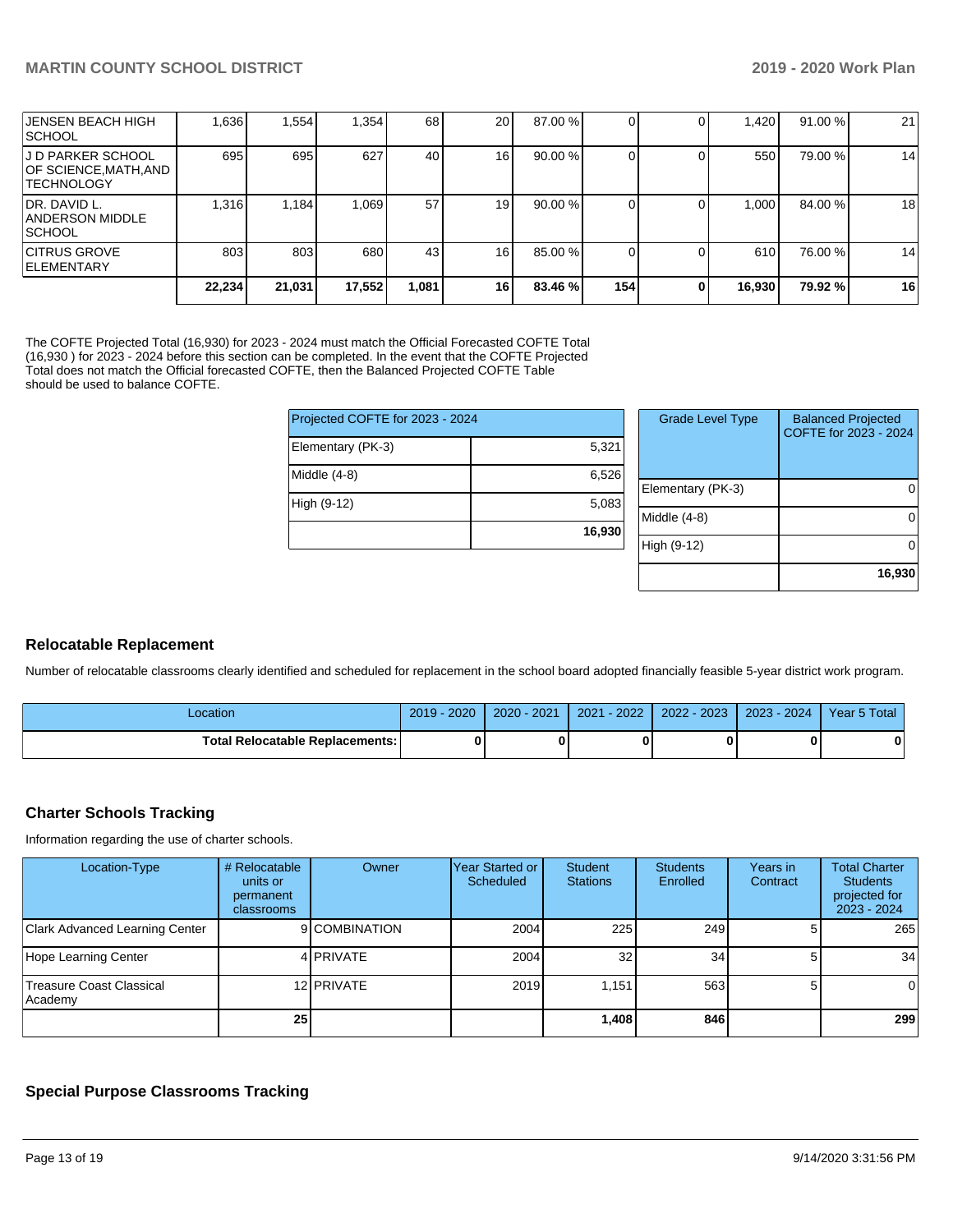| | | | | | | | | | | | |
|---|---|---|---|---|---|---|---|---|---|---|---|
| JENSEN BEACH HIGH SCHOOL | 1,636 | 1,554 | 1,354 | 68 | 20 | 87.00 % | 0 | 0 | 1,420 | 91.00 % | 21 |
| J D PARKER SCHOOL OF SCIENCE,MATH,AND TECHNOLOGY | 695 | 695 | 627 | 40 | 16 | 90.00 % | 0 | 0 | 550 | 79.00 % | 14 |
| DR. DAVID L. ANDERSON MIDDLE SCHOOL | 1,316 | 1,184 | 1,069 | 57 | 19 | 90.00 % | 0 | 0 | 1,000 | 84.00 % | 18 |
| CITRUS GROVE ELEMENTARY | 803 | 803 | 680 | 43 | 16 | 85.00 % | 0 | 0 | 610 | 76.00 % | 14 |
| | **22,234** | **21,031** | **17,552** | **1,081** | **16** | **83.46 %** | **154** | **0** | **16,930** | **79.92 %** | **16** |

The COFTE Projected Total (16,930) for 2023 - 2024 must match the Official Forecasted COFTE Total (16,930 ) for 2023 - 2024 before this section can be completed. In the event that the COFTE Projected Total does not match the Official forecasted COFTE, then the Balanced Projected COFTE Table should be used to balance COFTE.

| Projected COFTE for 2023 - 2024 | |
|---|---|
| Elementary (PK-3) | 5,321 |
| Middle (4-8) | 6,526 |
| High (9-12) | 5,083 |
| | **16,930** |

| Grade Level Type | Balanced Projected COFTE for 2023 - 2024 |
|---|---|
| Elementary (PK-3) | 0 |
| Middle (4-8) | 0 |
| High (9-12) | 0 |
| | **16,930** |

## Relocatable Replacement

Number of relocatable classrooms clearly identified and scheduled for replacement in the school board adopted financially feasible 5-year district work program.

| Location | 2019 - 2020 | 2020 - 2021 | 2021 - 2022 | 2022 - 2023 | 2023 - 2024 | Year 5 Total |
|---|---|---|---|---|---|---|
| **Total Relocatable Replacements:** | **0** | **0** | **0** | **0** | **0** | **0** |

## Charter Schools Tracking

Information regarding the use of charter schools.

| Location-Type | # Relocatable units or permanent classrooms | Owner | Year Started or Scheduled | Student Stations | Students Enrolled | Years in Contract | Total Charter Students projected for 2023 - 2024 |
|---|---|---|---|---|---|---|---|
| Clark Advanced Learning Center | 9 | COMBINATION | 2004 | 225 | 249 | 5 | 265 |
| Hope Learning Center | 4 | PRIVATE | 2004 | 32 | 34 | 5 | 34 |
| Treasure Coast Classical Academy | 12 | PRIVATE | 2019 | 1,151 | 563 | 5 | 0 |
| | **25** | | | **1,408** | **846** | | **299** |

## Special Purpose Classrooms Tracking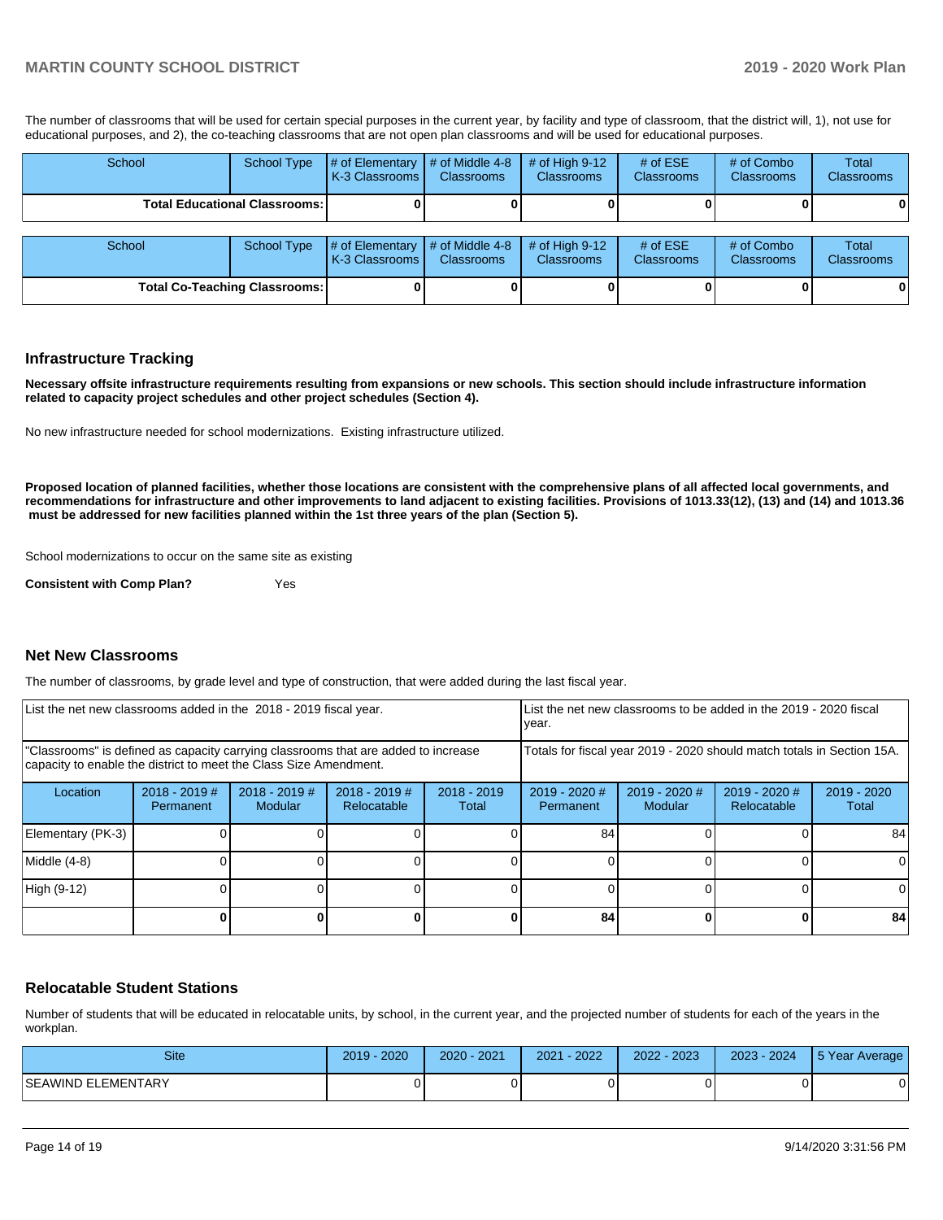The number of classrooms that will be used for certain special purposes in the current year, by facility and type of classroom, that the district will, 1), not use for educational purposes, and 2), the co-teaching classrooms that are not open plan classrooms and will be used for educational purposes.

| School | School Type | # of Elementary K-3 Classrooms | # of Middle 4-8 Classrooms | # of High 9-12 Classrooms | # of ESE Classrooms | # of Combo Classrooms | Total Classrooms |
|---|---|---|---|---|---|---|---|
| **Total Educational Classrooms:** | | **0** | **0** | **0** | **0** | **0** | **0** |

| School | School Type | # of Elementary K-3 Classrooms | # of Middle 4-8 Classrooms | # of High 9-12 Classrooms | # of ESE Classrooms | # of Combo Classrooms | Total Classrooms |
|---|---|---|---|---|---|---|---|
| **Total Co-Teaching Classrooms:** | | **0** | **0** | **0** | **0** | **0** | **0** |

## Infrastructure Tracking

**Necessary offsite infrastructure requirements resulting from expansions or new schools. This section should include infrastructure information related to capacity project schedules and other project schedules (Section 4).**

No new infrastructure needed for school modernizations. Existing infrastructure utilized.

**Proposed location of planned facilities, whether those locations are consistent with the comprehensive plans of all affected local governments, and recommendations for infrastructure and other improvements to land adjacent to existing facilities. Provisions of 1013.33(12), (13) and (14) and 1013.36 must be addressed for new facilities planned within the 1st three years of the plan (Section 5).**

School modernizations to occur on the same site as existing

**Consistent with Comp Plan?** Yes

## Net New Classrooms

The number of classrooms, by grade level and type of construction, that were added during the last fiscal year.

| List the net new classrooms added in the 2018 - 2019 fiscal year. | | | | | List the net new classrooms to be added in the 2019 - 2020 fiscal year. | | | |
|---|---|---|---|---|---|---|---|---|
| "Classrooms" is defined as capacity carrying classrooms that are added to increase capacity to enable the district to meet the Class Size Amendment. | | | | | Totals for fiscal year 2019 - 2020 should match totals in Section 15A. | | | |
| Location | 2018 - 2019 # Permanent | 2018 - 2019 # Modular | 2018 - 2019 # Relocatable | 2018 - 2019 Total | 2019 - 2020 # Permanent | 2019 - 2020 # Modular | 2019 - 2020 # Relocatable | 2019 - 2020 Total |
| Elementary (PK-3) | 0 | 0 | 0 | 0 | 84 | 0 | 0 | 84 |
| Middle (4-8) | 0 | 0 | 0 | 0 | 0 | 0 | 0 | 0 |
| High (9-12) | 0 | 0 | 0 | 0 | 0 | 0 | 0 | 0 |
| | **0** | **0** | **0** | **0** | **84** | **0** | **0** | **84** |

## Relocatable Student Stations

Number of students that will be educated in relocatable units, by school, in the current year, and the projected number of students for each of the years in the workplan.

| Site | 2019 - 2020 | 2020 - 2021 | 2021 - 2022 | 2022 - 2023 | 2023 - 2024 | 5 Year Average |
|---|---|---|---|---|---|---|
| SEAWIND ELEMENTARY | 0 | 0 | 0 | 0 | 0 | 0 |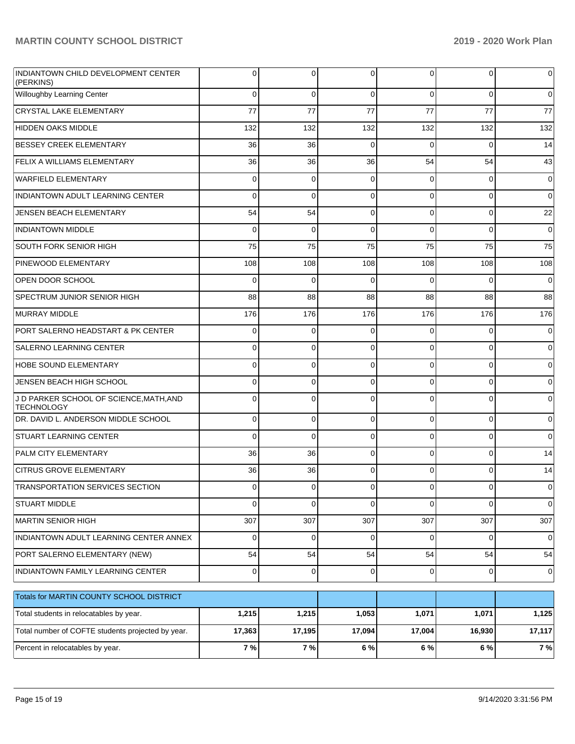| | | | | | | |
|---|---|---|---|---|---|---|
| INDIANTOWN CHILD DEVELOPMENT CENTER (PERKINS) | 0 | 0 | 0 | 0 | 0 | 0 |
| Willoughby Learning Center | 0 | 0 | 0 | 0 | 0 | 0 |
| CRYSTAL LAKE ELEMENTARY | 77 | 77 | 77 | 77 | 77 | 77 |
| HIDDEN OAKS MIDDLE | 132 | 132 | 132 | 132 | 132 | 132 |
| BESSEY CREEK ELEMENTARY | 36 | 36 | 0 | 0 | 0 | 14 |
| FELIX A WILLIAMS ELEMENTARY | 36 | 36 | 36 | 54 | 54 | 43 |
| WARFIELD ELEMENTARY | 0 | 0 | 0 | 0 | 0 | 0 |
| INDIANTOWN ADULT LEARNING CENTER | 0 | 0 | 0 | 0 | 0 | 0 |
| JENSEN BEACH ELEMENTARY | 54 | 54 | 0 | 0 | 0 | 22 |
| INDIANTOWN MIDDLE | 0 | 0 | 0 | 0 | 0 | 0 |
| SOUTH FORK SENIOR HIGH | 75 | 75 | 75 | 75 | 75 | 75 |
| PINEWOOD ELEMENTARY | 108 | 108 | 108 | 108 | 108 | 108 |
| OPEN DOOR SCHOOL | 0 | 0 | 0 | 0 | 0 | 0 |
| SPECTRUM JUNIOR SENIOR HIGH | 88 | 88 | 88 | 88 | 88 | 88 |
| MURRAY MIDDLE | 176 | 176 | 176 | 176 | 176 | 176 |
| PORT SALERNO HEADSTART & PK CENTER | 0 | 0 | 0 | 0 | 0 | 0 |
| SALERNO LEARNING CENTER | 0 | 0 | 0 | 0 | 0 | 0 |
| HOBE SOUND ELEMENTARY | 0 | 0 | 0 | 0 | 0 | 0 |
| JENSEN BEACH HIGH SCHOOL | 0 | 0 | 0 | 0 | 0 | 0 |
| J D PARKER SCHOOL OF SCIENCE,MATH,AND TECHNOLOGY | 0 | 0 | 0 | 0 | 0 | 0 |
| DR. DAVID L. ANDERSON MIDDLE SCHOOL | 0 | 0 | 0 | 0 | 0 | 0 |
| STUART LEARNING CENTER | 0 | 0 | 0 | 0 | 0 | 0 |
| PALM CITY ELEMENTARY | 36 | 36 | 0 | 0 | 0 | 14 |
| CITRUS GROVE ELEMENTARY | 36 | 36 | 0 | 0 | 0 | 14 |
| TRANSPORTATION SERVICES SECTION | 0 | 0 | 0 | 0 | 0 | 0 |
| STUART MIDDLE | 0 | 0 | 0 | 0 | 0 | 0 |
| MARTIN SENIOR HIGH | 307 | 307 | 307 | 307 | 307 | 307 |
| INDIANTOWN ADULT LEARNING CENTER ANNEX | 0 | 0 | 0 | 0 | 0 | 0 |
| PORT SALERNO ELEMENTARY (NEW) | 54 | 54 | 54 | 54 | 54 | 54 |
| INDIANTOWN FAMILY LEARNING CENTER | 0 | 0 | 0 | 0 | 0 | 0 |

| Totals for MARTIN COUNTY SCHOOL DISTRICT | | | | | | |
|---|---|---|---|---|---|---|
| Total students in relocatables by year. | **1,215** | **1,215** | **1,053** | **1,071** | **1,071** | **1,125** |
| Total number of COFTE students projected by year. | **17,363** | **17,195** | **17,094** | **17,004** | **16,930** | **17,117** |
| Percent in relocatables by year. | **7 %** | **7 %** | **6 %** | **6 %** | **6 %** | **7 %** |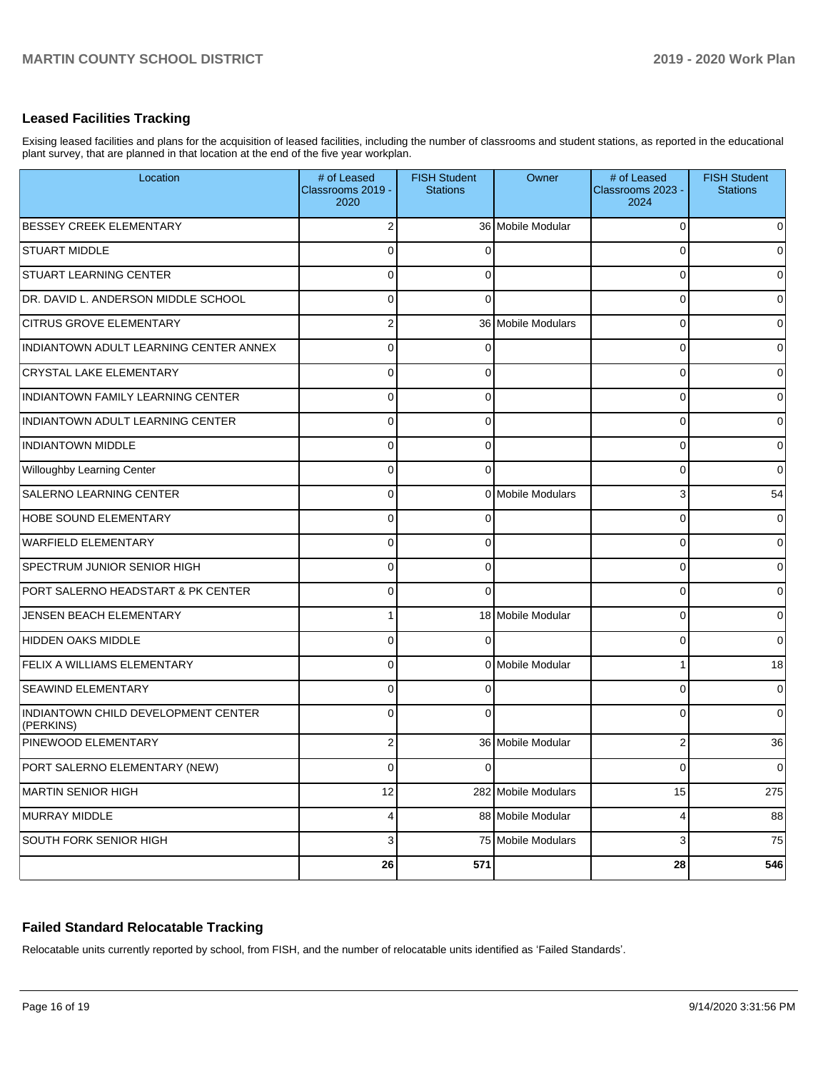## Leased Facilities Tracking

Exising leased facilities and plans for the acquisition of leased facilities, including the number of classrooms and student stations, as reported in the educational plant survey, that are planned in that location at the end of the five year workplan.

| Location | # of Leased Classrooms 2019 - 2020 | FISH Student Stations | Owner | # of Leased Classrooms 2023 - 2024 | FISH Student Stations |
|---|---|---|---|---|---|
| BESSEY CREEK ELEMENTARY | 2 | 36 | Mobile Modular | 0 | 0 |
| STUART MIDDLE | 0 | 0 | | 0 | 0 |
| STUART LEARNING CENTER | 0 | 0 | | 0 | 0 |
| DR. DAVID L. ANDERSON MIDDLE SCHOOL | 0 | 0 | | 0 | 0 |
| CITRUS GROVE ELEMENTARY | 2 | 36 | Mobile Modulars | 0 | 0 |
| INDIANTOWN ADULT LEARNING CENTER ANNEX | 0 | 0 | | 0 | 0 |
| CRYSTAL LAKE ELEMENTARY | 0 | 0 | | 0 | 0 |
| INDIANTOWN FAMILY LEARNING CENTER | 0 | 0 | | 0 | 0 |
| INDIANTOWN ADULT LEARNING CENTER | 0 | 0 | | 0 | 0 |
| INDIANTOWN MIDDLE | 0 | 0 | | 0 | 0 |
| Willoughby Learning Center | 0 | 0 | | 0 | 0 |
| SALERNO LEARNING CENTER | 0 | 0 | Mobile Modulars | 3 | 54 |
| HOBE SOUND ELEMENTARY | 0 | 0 | | 0 | 0 |
| WARFIELD ELEMENTARY | 0 | 0 | | 0 | 0 |
| SPECTRUM JUNIOR SENIOR HIGH | 0 | 0 | | 0 | 0 |
| PORT SALERNO HEADSTART & PK CENTER | 0 | 0 | | 0 | 0 |
| JENSEN BEACH ELEMENTARY | 1 | 18 | Mobile Modular | 0 | 0 |
| HIDDEN OAKS MIDDLE | 0 | 0 | | 0 | 0 |
| FELIX A WILLIAMS ELEMENTARY | 0 | 0 | Mobile Modular | 1 | 18 |
| SEAWIND ELEMENTARY | 0 | 0 | | 0 | 0 |
| INDIANTOWN CHILD DEVELOPMENT CENTER (PERKINS) | 0 | 0 | | 0 | 0 |
| PINEWOOD ELEMENTARY | 2 | 36 | Mobile Modular | 2 | 36 |
| PORT SALERNO ELEMENTARY (NEW) | 0 | 0 | | 0 | 0 |
| MARTIN SENIOR HIGH | 12 | 282 | Mobile Modulars | 15 | 275 |
| MURRAY MIDDLE | 4 | 88 | Mobile Modular | 4 | 88 |
| SOUTH FORK SENIOR HIGH | 3 | 75 | Mobile Modulars | 3 | 75 |
| | **26** | **571** | | **28** | **546** |

## Failed Standard Relocatable Tracking

Relocatable units currently reported by school, from FISH, and the number of relocatable units identified as 'Failed Standards'.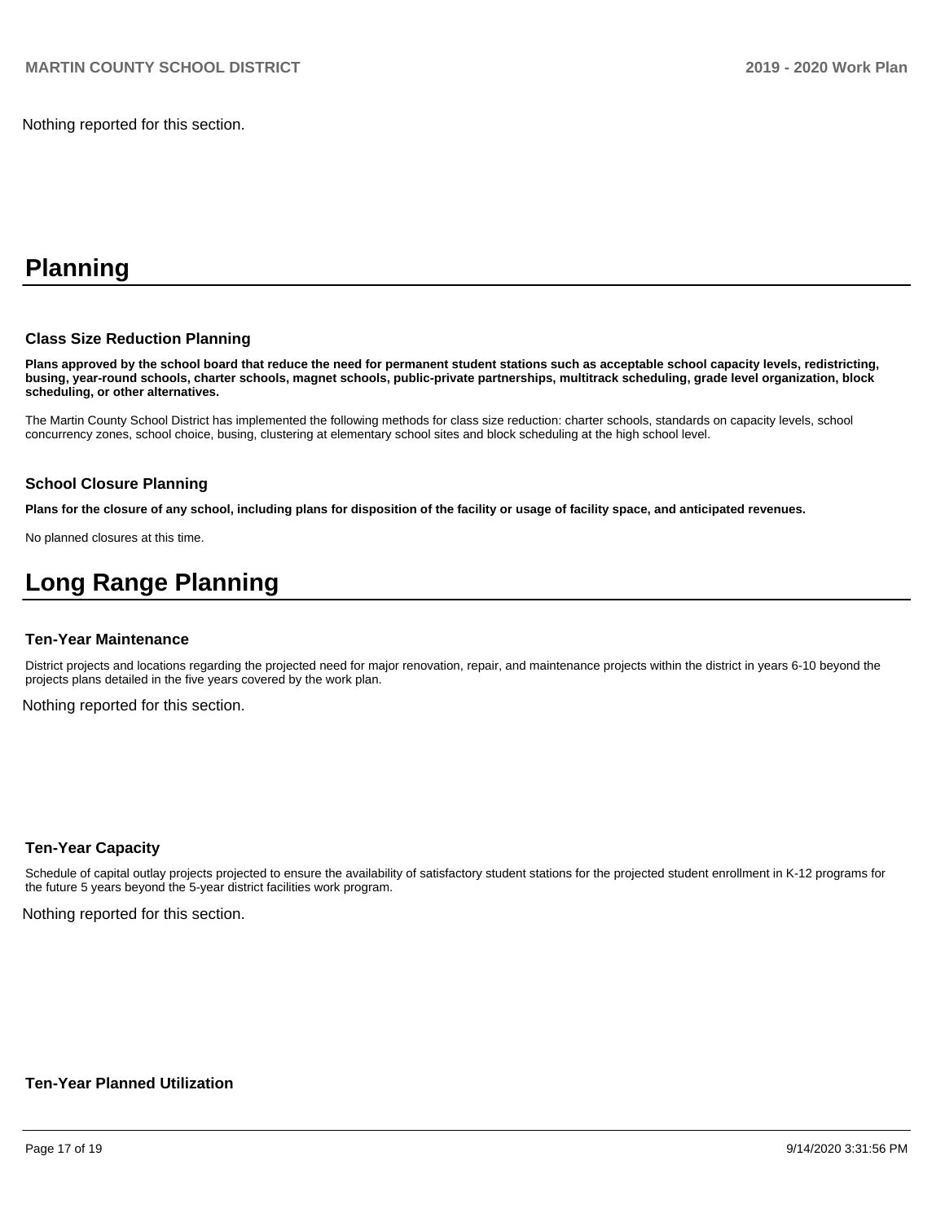Nothing reported for this section.

# Planning

### Class Size Reduction Planning

**Plans approved by the school board that reduce the need for permanent student stations such as acceptable school capacity levels, redistricting, busing, year-round schools, charter schools, magnet schools, public-private partnerships, multitrack scheduling, grade level organization, block scheduling, or other alternatives.**

The Martin County School District has implemented the following methods for class size reduction: charter schools, standards on capacity levels, school concurrency zones, school choice, busing, clustering at elementary school sites and block scheduling at the high school level.

### School Closure Planning

**Plans for the closure of any school, including plans for disposition of the facility or usage of facility space, and anticipated revenues.**

No planned closures at this time.

# Long Range Planning

### Ten-Year Maintenance

District projects and locations regarding the projected need for major renovation, repair, and maintenance projects within the district in years 6-10 beyond the projects plans detailed in the five years covered by the work plan.

Nothing reported for this section.

### Ten-Year Capacity

Schedule of capital outlay projects projected to ensure the availability of satisfactory student stations for the projected student enrollment in K-12 programs for the future 5 years beyond the 5-year district facilities work program.

Nothing reported for this section.

### Ten-Year Planned Utilization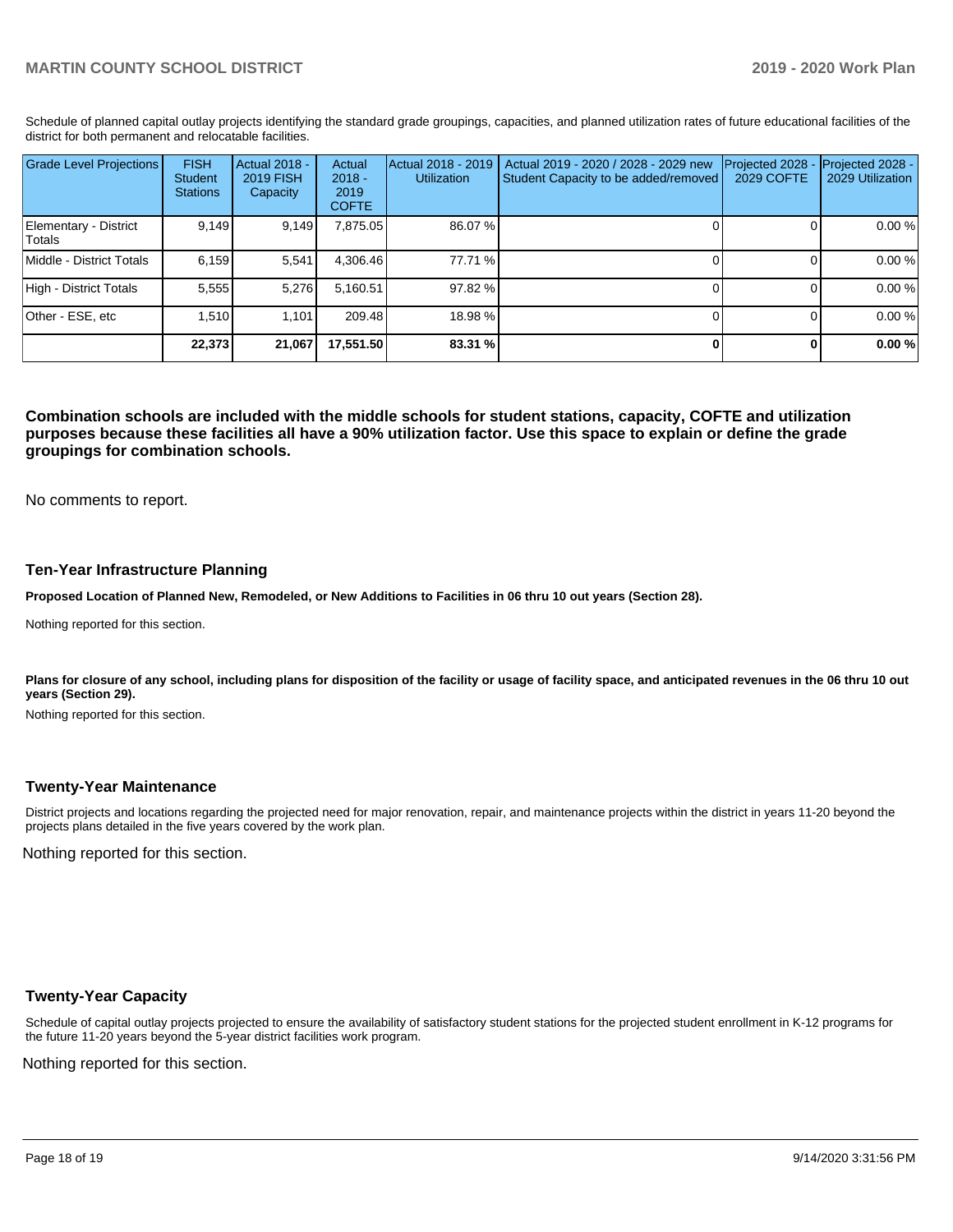Schedule of planned capital outlay projects identifying the standard grade groupings, capacities, and planned utilization rates of future educational facilities of the district for both permanent and relocatable facilities.

| Grade Level Projections | FISH Student Stations | Actual 2018 - 2019 FISH Capacity | Actual 2018 - 2019 COFTE | Actual 2018 - 2019 Utilization | Actual 2019 - 2020 / 2028 - 2029 new Student Capacity to be added/removed | Projected 2028 - 2029 COFTE | Projected 2028 - 2029 Utilization |
|---|---|---|---|---|---|---|---|
| Elementary - District Totals | 9,149 | 9,149 | 7,875.05 | 86.07 % | 0 | 0 | 0.00 % |
| Middle - District Totals | 6,159 | 5,541 | 4,306.46 | 77.71 % | 0 | 0 | 0.00 % |
| High - District Totals | 5,555 | 5,276 | 5,160.51 | 97.82 % | 0 | 0 | 0.00 % |
| Other - ESE, etc | 1,510 | 1,101 | 209.48 | 18.98 % | 0 | 0 | 0.00 % |
| | **22,373** | **21,067** | **17,551.50** | **83.31 %** | **0** | **0** | **0.00 %** |

**Combination schools are included with the middle schools for student stations, capacity, COFTE and utilization purposes because these facilities all have a 90% utilization factor. Use this space to explain or define the grade groupings for combination schools.**

No comments to report.

### Ten-Year Infrastructure Planning

**Proposed Location of Planned New, Remodeled, or New Additions to Facilities in 06 thru 10 out years (Section 28).**

Nothing reported for this section.

**Plans for closure of any school, including plans for disposition of the facility or usage of facility space, and anticipated revenues in the 06 thru 10 out years (Section 29).**

Nothing reported for this section.

### Twenty-Year Maintenance

District projects and locations regarding the projected need for major renovation, repair, and maintenance projects within the district in years 11-20 beyond the projects plans detailed in the five years covered by the work plan.

Nothing reported for this section.

### Twenty-Year Capacity

Schedule of capital outlay projects projected to ensure the availability of satisfactory student stations for the projected student enrollment in K-12 programs for the future 11-20 years beyond the 5-year district facilities work program.

Nothing reported for this section.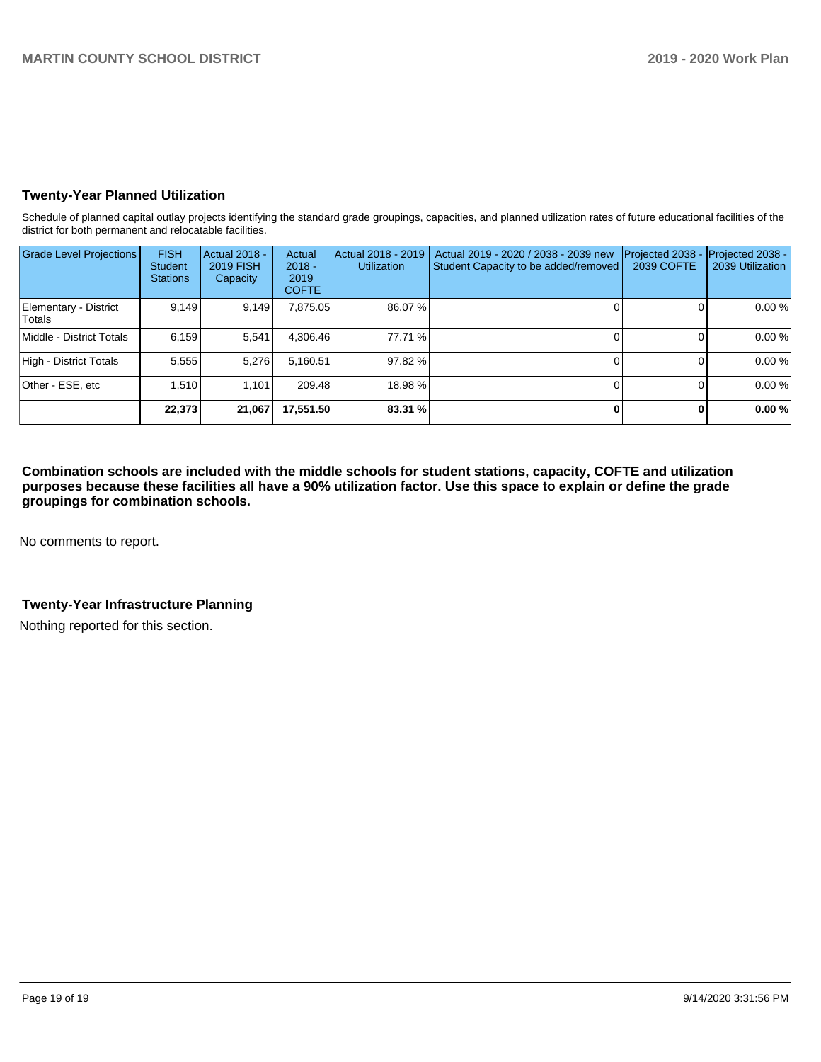## Twenty-Year Planned Utilization

Schedule of planned capital outlay projects identifying the standard grade groupings, capacities, and planned utilization rates of future educational facilities of the district for both permanent and relocatable facilities.

| Grade Level Projections | FISH Student Stations | Actual 2018 - 2019 FISH Capacity | Actual 2018 - 2019 COFTE | Actual 2018 - 2019 Utilization | Actual 2019 - 2020 / 2038 - 2039 new Student Capacity to be added/removed | Projected 2038 - 2039 COFTE | Projected 2038 - 2039 Utilization |
|---|---|---|---|---|---|---|---|
| Elementary - District Totals | 9,149 | 9,149 | 7,875.05 | 86.07 % | 0 | 0 | 0.00 % |
| Middle - District Totals | 6,159 | 5,541 | 4,306.46 | 77.71 % | 0 | 0 | 0.00 % |
| High - District Totals | 5,555 | 5,276 | 5,160.51 | 97.82 % | 0 | 0 | 0.00 % |
| Other - ESE, etc | 1,510 | 1,101 | 209.48 | 18.98 % | 0 | 0 | 0.00 % |
| | **22,373** | **21,067** | **17,551.50** | **83.31 %** | **0** | **0** | **0.00 %** |

**Combination schools are included with the middle schools for student stations, capacity, COFTE and utilization purposes because these facilities all have a 90% utilization factor. Use this space to explain or define the grade groupings for combination schools.**

No comments to report.

## Twenty-Year Infrastructure Planning

Nothing reported for this section.